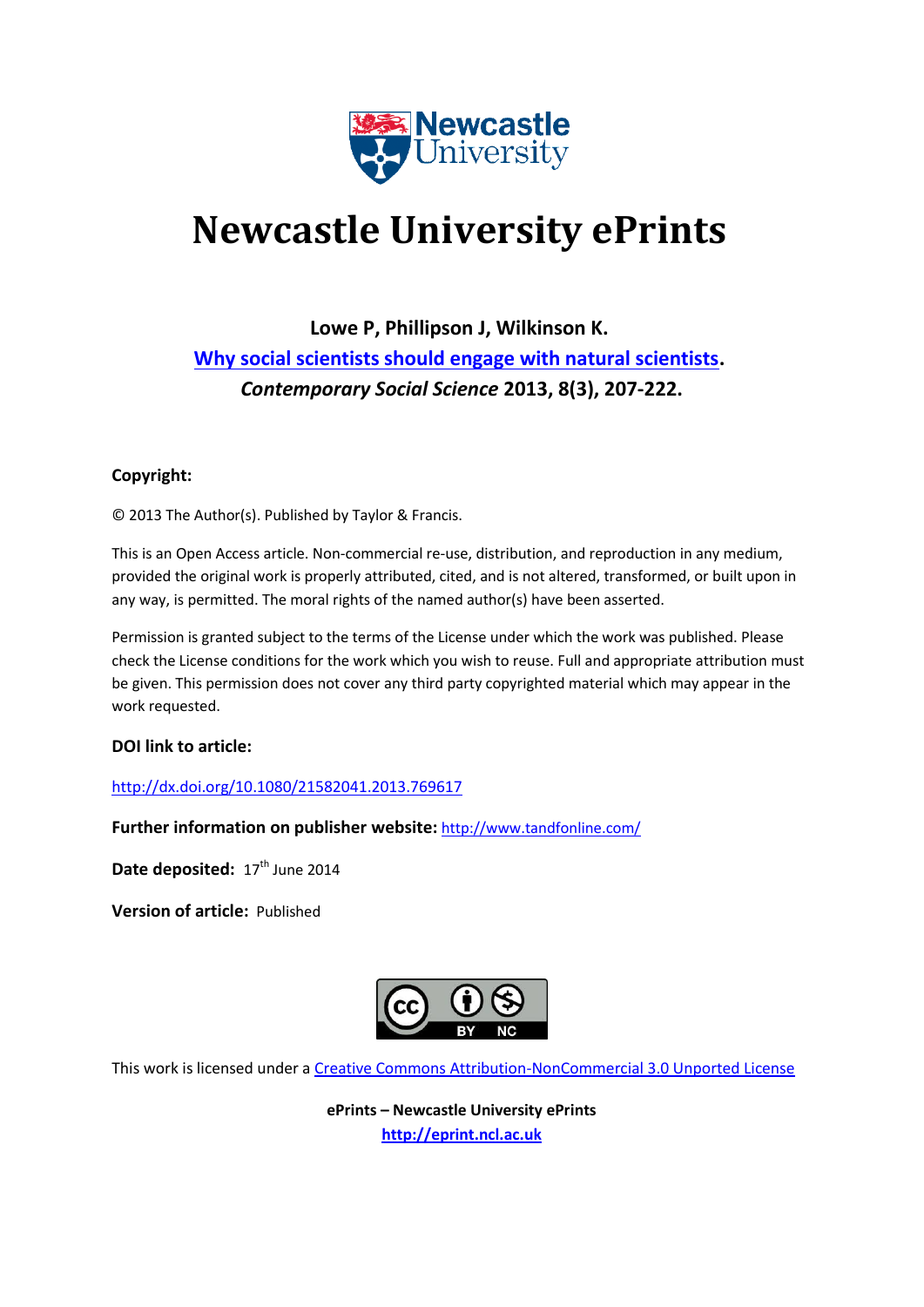# Newcastle University ePrints

**Lowe P, Phillipson J, Wilkinson K.**

**Why social scientists should engage with natural scientists.**

***Contemporary Social Science* 2013, 8(3), 207-222.**

**Copyright:**

© 2013 The Author(s). Published by Taylor & Francis.

This is an Open Access article. Non-commercial re-use, distribution, and reproduction in any medium, provided the original work is properly attributed, cited, and is not altered, transformed, or built upon in any way, is permitted. The moral rights of the named author(s) have been asserted.

Permission is granted subject to the terms of the License under which the work was published. Please check the License conditions for the work which you wish to reuse. Full and appropriate attribution must be given. This permission does not cover any third party copyrighted material which may appear in the work requested.

**DOI link to article:**

http://dx.doi.org/10.1080/21582041.2013.769617

**Further information on publisher website:** http://www.tandfonline.com/

**Date deposited:** 17th June 2014

**Version of article:** Published

This work is licensed under a Creative Commons Attribution-NonCommercial 3.0 Unported License

**ePrints – Newcastle University ePrints**
**http://eprint.ncl.ac.uk**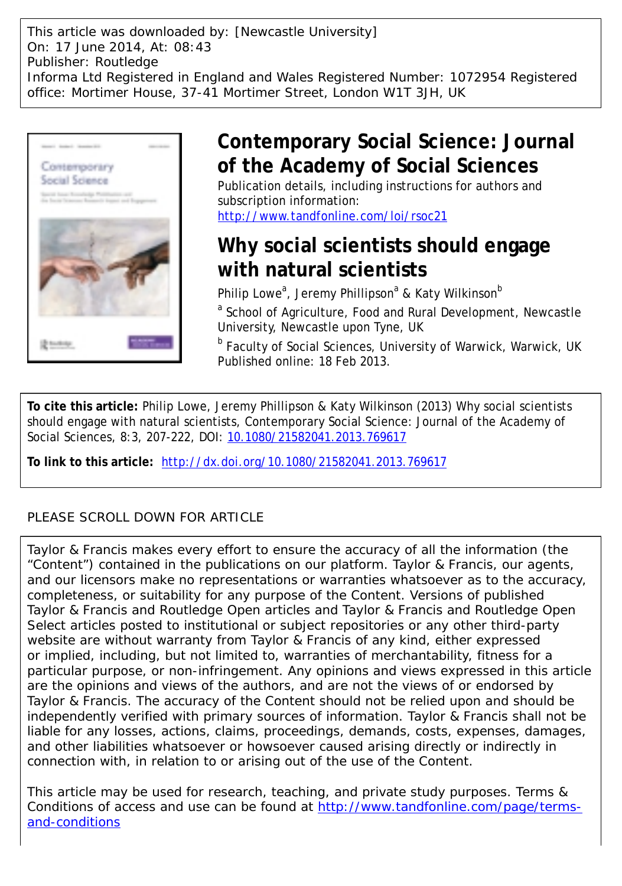This article was downloaded by: [Newcastle University]
On: 17 June 2014, At: 08:43
Publisher: Routledge
Informa Ltd Registered in England and Wales Registered Number: 1072954 Registered office: Mortimer House, 37-41 Mortimer Street, London W1T 3JH, UK

# Contemporary Social Science: Journal of the Academy of Social Sciences

Publication details, including instructions for authors and subscription information:
http://www.tandfonline.com/loi/rsoc21

# Why social scientists should engage with natural scientists

Philip Lowe[a], Jeremy Phillipson[a] & Katy Wilkinson[b]

[a] School of Agriculture, Food and Rural Development, Newcastle University, Newcastle upon Tyne, UK

[b] Faculty of Social Sciences, University of Warwick, Warwick, UK

Published online: 18 Feb 2013.

**To cite this article:** Philip Lowe, Jeremy Phillipson & Katy Wilkinson (2013) Why social scientists should engage with natural scientists, Contemporary Social Science: Journal of the Academy of Social Sciences, 8:3, 207-222, DOI: 10.1080/21582041.2013.769617

**To link to this article:** http://dx.doi.org/10.1080/21582041.2013.769617

PLEASE SCROLL DOWN FOR ARTICLE

Taylor & Francis makes every effort to ensure the accuracy of all the information (the "Content") contained in the publications on our platform. Taylor & Francis, our agents, and our licensors make no representations or warranties whatsoever as to the accuracy, completeness, or suitability for any purpose of the Content. Versions of published Taylor & Francis and Routledge Open articles and Taylor & Francis and Routledge Open Select articles posted to institutional or subject repositories or any other third-party website are without warranty from Taylor & Francis of any kind, either expressed or implied, including, but not limited to, warranties of merchantability, fitness for a particular purpose, or non-infringement. Any opinions and views expressed in this article are the opinions and views of the authors, and are not the views of or endorsed by Taylor & Francis. The accuracy of the Content should not be relied upon and should be independently verified with primary sources of information. Taylor & Francis shall not be liable for any losses, actions, claims, proceedings, demands, costs, expenses, damages, and other liabilities whatsoever or howsoever caused arising directly or indirectly in connection with, in relation to or arising out of the use of the Content.

This article may be used for research, teaching, and private study purposes. Terms & Conditions of access and use can be found at http://www.tandfonline.com/page/terms-and-conditions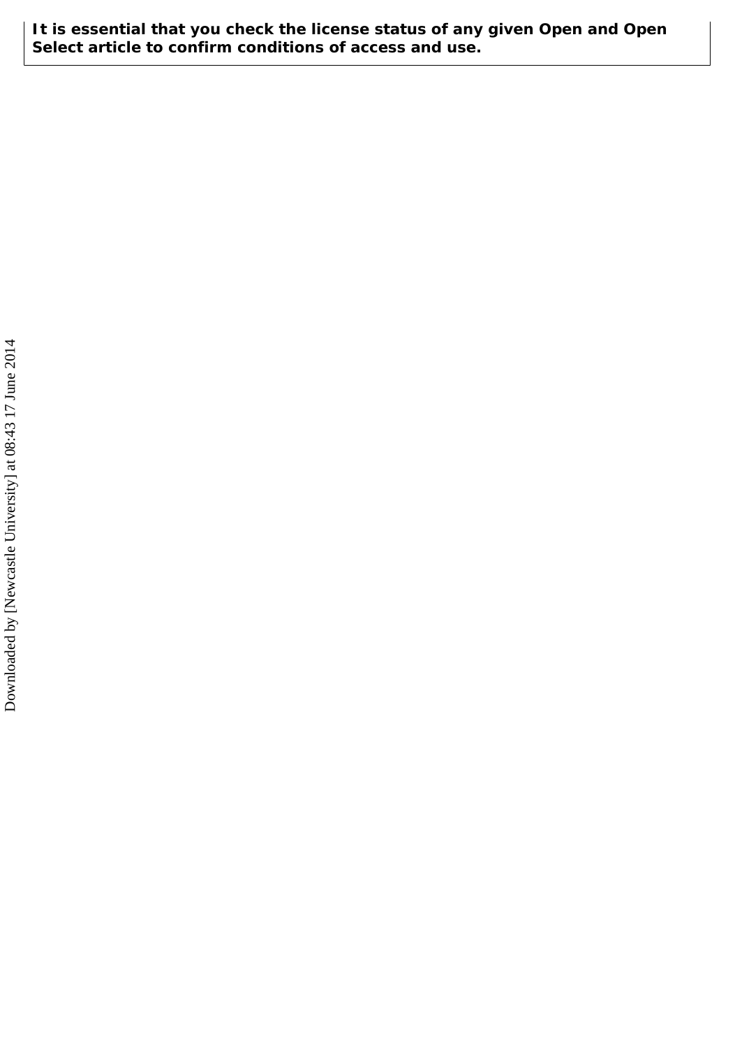**It is essential that you check the license status of any given Open and Open Select article to confirm conditions of access and use.**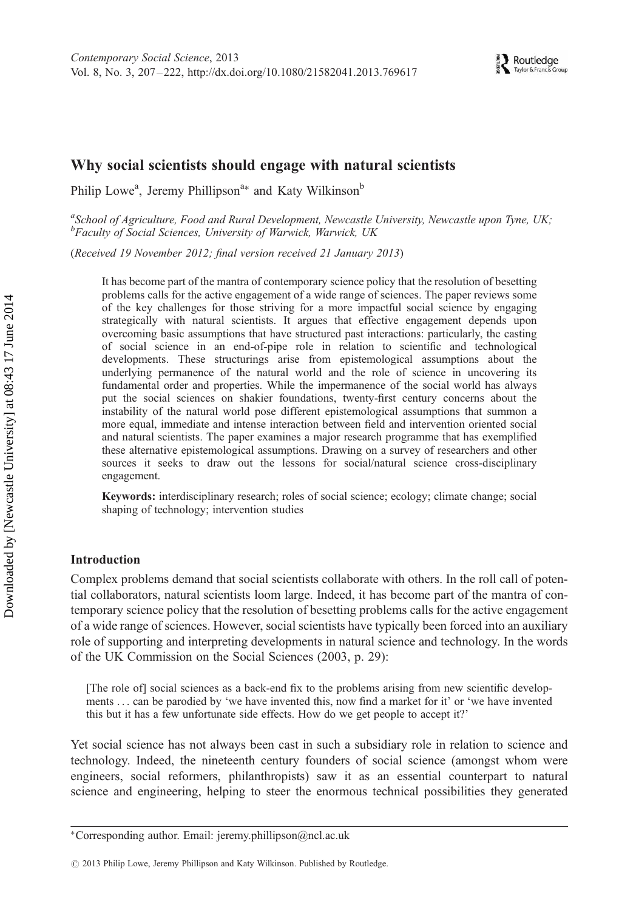# Why social scientists should engage with natural scientists

Philip Lowe[a], Jeremy Phillipson[a]* and Katy Wilkinson[b]

[a]*School of Agriculture, Food and Rural Development, Newcastle University, Newcastle upon Tyne, UK;* [b]*Faculty of Social Sciences, University of Warwick, Warwick, UK*

(*Received 19 November 2012; final version received 21 January 2013*)

> It has become part of the mantra of contemporary science policy that the resolution of besetting problems calls for the active engagement of a wide range of sciences. The paper reviews some of the key challenges for those striving for a more impactful social science by engaging strategically with natural scientists. It argues that effective engagement depends upon overcoming basic assumptions that have structured past interactions: particularly, the casting of social science in an end-of-pipe role in relation to scientific and technological developments. These structurings arise from epistemological assumptions about the underlying permanence of the natural world and the role of science in uncovering its fundamental order and properties. While the impermanence of the social world has always put the social sciences on shakier foundations, twenty-first century concerns about the instability of the natural world pose different epistemological assumptions that summon a more equal, immediate and intense interaction between field and intervention oriented social and natural scientists. The paper examines a major research programme that has exemplified these alternative epistemological assumptions. Drawing on a survey of researchers and other sources it seeks to draw out the lessons for social/natural science cross-disciplinary engagement.
>
> **Keywords:** interdisciplinary research; roles of social science; ecology; climate change; social shaping of technology; intervention studies

## Introduction

Complex problems demand that social scientists collaborate with others. In the roll call of potential collaborators, natural scientists loom large. Indeed, it has become part of the mantra of contemporary science policy that the resolution of besetting problems calls for the active engagement of a wide range of sciences. However, social scientists have typically been forced into an auxiliary role of supporting and interpreting developments in natural science and technology. In the words of the UK Commission on the Social Sciences (2003, p. 29):

> [The role of] social sciences as a back-end fix to the problems arising from new scientific developments ... can be parodied by 'we have invented this, now find a market for it' or 'we have invented this but it has a few unfortunate side effects. How do we get people to accept it?'

Yet social science has not always been cast in such a subsidiary role in relation to science and technology. Indeed, the nineteenth century founders of social science (amongst whom were engineers, social reformers, philanthropists) saw it as an essential counterpart to natural science and engineering, helping to steer the enormous technical possibilities they generated

*Corresponding author. Email: jeremy.phillipson@ncl.ac.uk

© 2013 Philip Lowe, Jeremy Phillipson and Katy Wilkinson. Published by Routledge.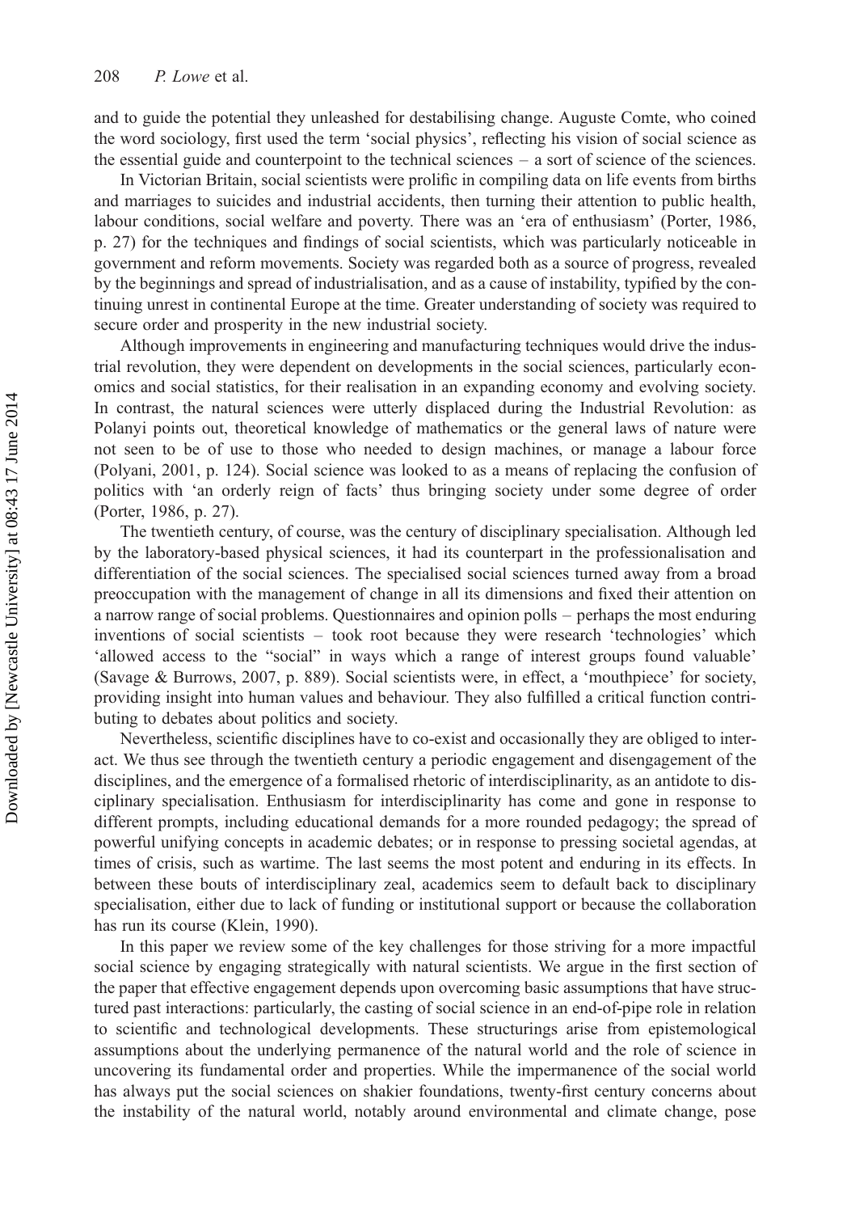and to guide the potential they unleashed for destabilising change. Auguste Comte, who coined the word sociology, first used the term 'social physics', reflecting his vision of social science as the essential guide and counterpoint to the technical sciences – a sort of science of the sciences.

In Victorian Britain, social scientists were prolific in compiling data on life events from births and marriages to suicides and industrial accidents, then turning their attention to public health, labour conditions, social welfare and poverty. There was an 'era of enthusiasm' (Porter, 1986, p. 27) for the techniques and findings of social scientists, which was particularly noticeable in government and reform movements. Society was regarded both as a source of progress, revealed by the beginnings and spread of industrialisation, and as a cause of instability, typified by the continuing unrest in continental Europe at the time. Greater understanding of society was required to secure order and prosperity in the new industrial society.

Although improvements in engineering and manufacturing techniques would drive the industrial revolution, they were dependent on developments in the social sciences, particularly economics and social statistics, for their realisation in an expanding economy and evolving society. In contrast, the natural sciences were utterly displaced during the Industrial Revolution: as Polanyi points out, theoretical knowledge of mathematics or the general laws of nature were not seen to be of use to those who needed to design machines, or manage a labour force (Polyani, 2001, p. 124). Social science was looked to as a means of replacing the confusion of politics with 'an orderly reign of facts' thus bringing society under some degree of order (Porter, 1986, p. 27).

The twentieth century, of course, was the century of disciplinary specialisation. Although led by the laboratory-based physical sciences, it had its counterpart in the professionalisation and differentiation of the social sciences. The specialised social sciences turned away from a broad preoccupation with the management of change in all its dimensions and fixed their attention on a narrow range of social problems. Questionnaires and opinion polls – perhaps the most enduring inventions of social scientists – took root because they were research 'technologies' which 'allowed access to the "social" in ways which a range of interest groups found valuable' (Savage & Burrows, 2007, p. 889). Social scientists were, in effect, a 'mouthpiece' for society, providing insight into human values and behaviour. They also fulfilled a critical function contributing to debates about politics and society.

Nevertheless, scientific disciplines have to co-exist and occasionally they are obliged to interact. We thus see through the twentieth century a periodic engagement and disengagement of the disciplines, and the emergence of a formalised rhetoric of interdisciplinarity, as an antidote to disciplinary specialisation. Enthusiasm for interdisciplinarity has come and gone in response to different prompts, including educational demands for a more rounded pedagogy; the spread of powerful unifying concepts in academic debates; or in response to pressing societal agendas, at times of crisis, such as wartime. The last seems the most potent and enduring in its effects. In between these bouts of interdisciplinary zeal, academics seem to default back to disciplinary specialisation, either due to lack of funding or institutional support or because the collaboration has run its course (Klein, 1990).

In this paper we review some of the key challenges for those striving for a more impactful social science by engaging strategically with natural scientists. We argue in the first section of the paper that effective engagement depends upon overcoming basic assumptions that have structured past interactions: particularly, the casting of social science in an end-of-pipe role in relation to scientific and technological developments. These structurings arise from epistemological assumptions about the underlying permanence of the natural world and the role of science in uncovering its fundamental order and properties. While the impermanence of the social world has always put the social sciences on shakier foundations, twenty-first century concerns about the instability of the natural world, notably around environmental and climate change, pose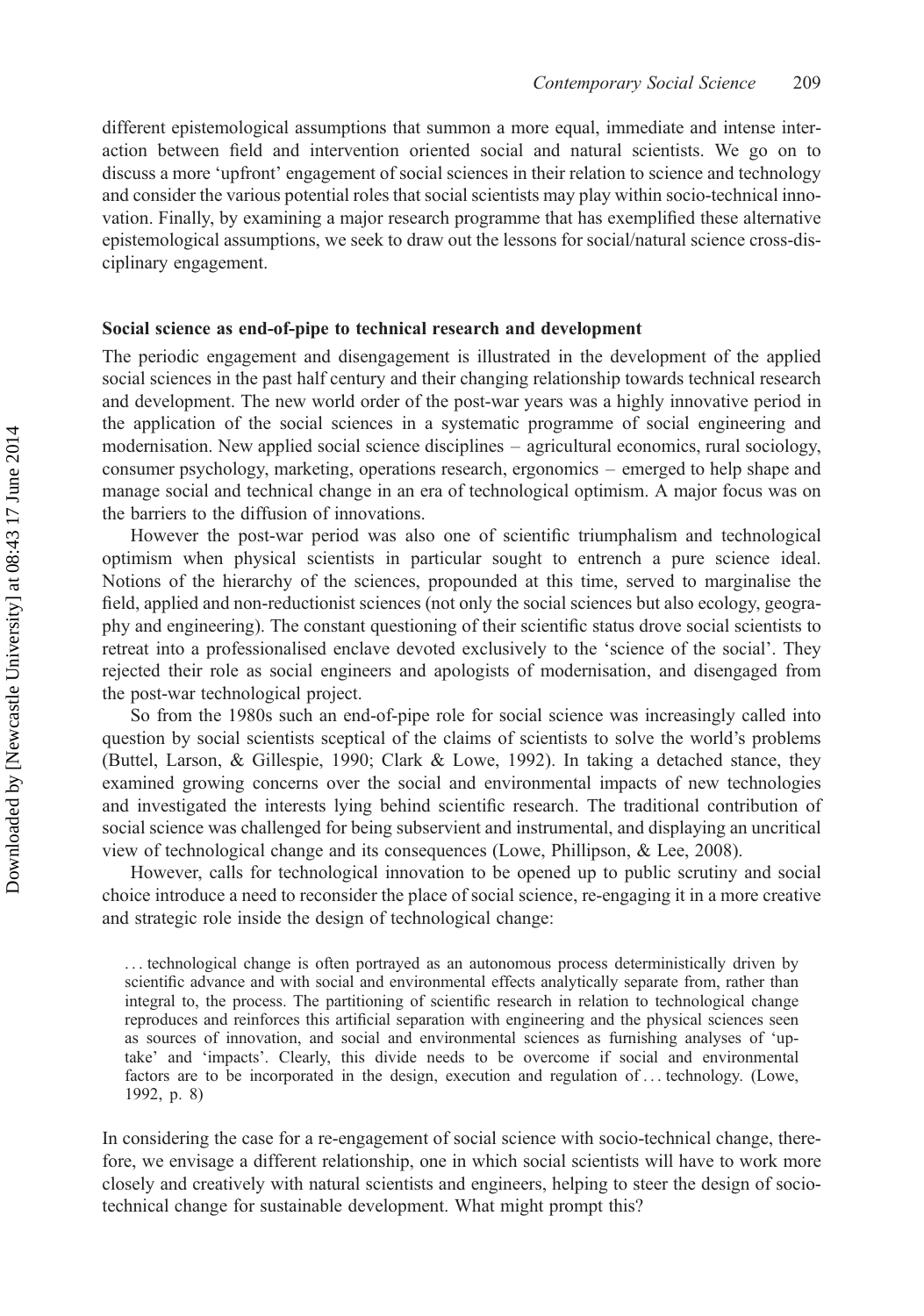different epistemological assumptions that summon a more equal, immediate and intense interaction between field and intervention oriented social and natural scientists. We go on to discuss a more 'upfront' engagement of social sciences in their relation to science and technology and consider the various potential roles that social scientists may play within socio-technical innovation. Finally, by examining a major research programme that has exemplified these alternative epistemological assumptions, we seek to draw out the lessons for social/natural science cross-disciplinary engagement.

### Social science as end-of-pipe to technical research and development

The periodic engagement and disengagement is illustrated in the development of the applied social sciences in the past half century and their changing relationship towards technical research and development. The new world order of the post-war years was a highly innovative period in the application of the social sciences in a systematic programme of social engineering and modernisation. New applied social science disciplines – agricultural economics, rural sociology, consumer psychology, marketing, operations research, ergonomics – emerged to help shape and manage social and technical change in an era of technological optimism. A major focus was on the barriers to the diffusion of innovations.

However the post-war period was also one of scientific triumphalism and technological optimism when physical scientists in particular sought to entrench a pure science ideal. Notions of the hierarchy of the sciences, propounded at this time, served to marginalise the field, applied and non-reductionist sciences (not only the social sciences but also ecology, geography and engineering). The constant questioning of their scientific status drove social scientists to retreat into a professionalised enclave devoted exclusively to the 'science of the social'. They rejected their role as social engineers and apologists of modernisation, and disengaged from the post-war technological project.

So from the 1980s such an end-of-pipe role for social science was increasingly called into question by social scientists sceptical of the claims of scientists to solve the world's problems (Buttel, Larson, & Gillespie, 1990; Clark & Lowe, 1992). In taking a detached stance, they examined growing concerns over the social and environmental impacts of new technologies and investigated the interests lying behind scientific research. The traditional contribution of social science was challenged for being subservient and instrumental, and displaying an uncritical view of technological change and its consequences (Lowe, Phillipson, & Lee, 2008).

However, calls for technological innovation to be opened up to public scrutiny and social choice introduce a need to reconsider the place of social science, re-engaging it in a more creative and strategic role inside the design of technological change:

> . . . technological change is often portrayed as an autonomous process deterministically driven by scientific advance and with social and environmental effects analytically separate from, rather than integral to, the process. The partitioning of scientific research in relation to technological change reproduces and reinforces this artificial separation with engineering and the physical sciences seen as sources of innovation, and social and environmental sciences as furnishing analyses of 'uptake' and 'impacts'. Clearly, this divide needs to be overcome if social and environmental factors are to be incorporated in the design, execution and regulation of . . . technology. (Lowe, 1992, p. 8)

In considering the case for a re-engagement of social science with socio-technical change, therefore, we envisage a different relationship, one in which social scientists will have to work more closely and creatively with natural scientists and engineers, helping to steer the design of socio-technical change for sustainable development. What might prompt this?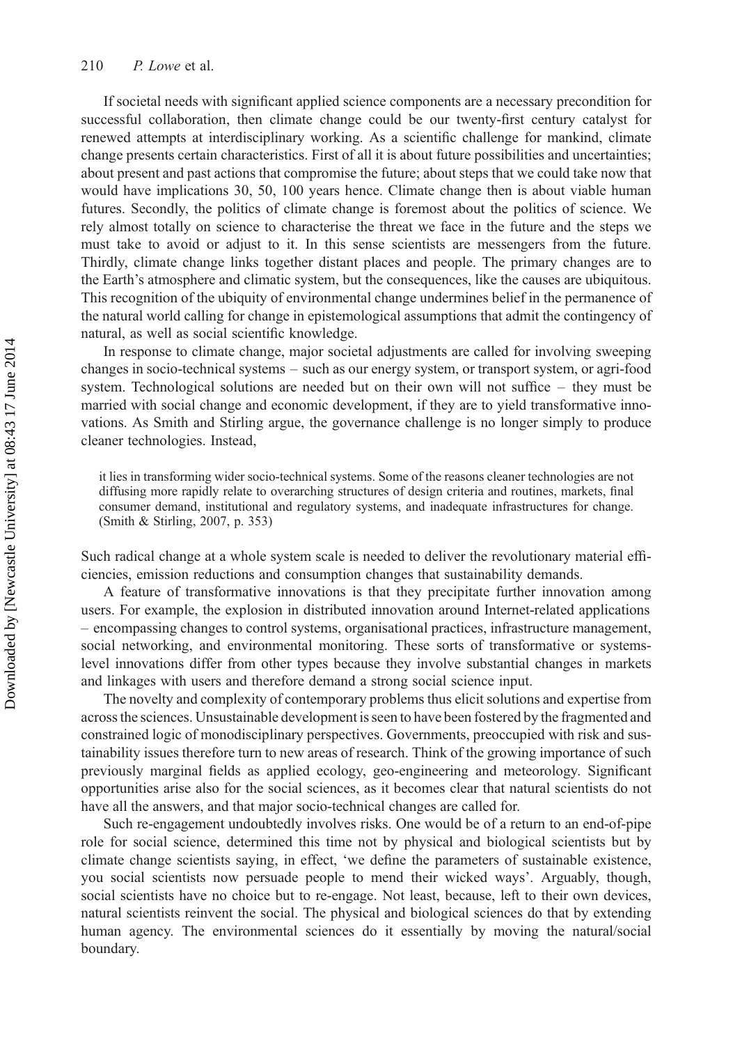If societal needs with significant applied science components are a necessary precondition for successful collaboration, then climate change could be our twenty-first century catalyst for renewed attempts at interdisciplinary working. As a scientific challenge for mankind, climate change presents certain characteristics. First of all it is about future possibilities and uncertainties; about present and past actions that compromise the future; about steps that we could take now that would have implications 30, 50, 100 years hence. Climate change then is about viable human futures. Secondly, the politics of climate change is foremost about the politics of science. We rely almost totally on science to characterise the threat we face in the future and the steps we must take to avoid or adjust to it. In this sense scientists are messengers from the future. Thirdly, climate change links together distant places and people. The primary changes are to the Earth's atmosphere and climatic system, but the consequences, like the causes are ubiquitous. This recognition of the ubiquity of environmental change undermines belief in the permanence of the natural world calling for change in epistemological assumptions that admit the contingency of natural, as well as social scientific knowledge.

In response to climate change, major societal adjustments are called for involving sweeping changes in socio-technical systems – such as our energy system, or transport system, or agri-food system. Technological solutions are needed but on their own will not suffice – they must be married with social change and economic development, if they are to yield transformative innovations. As Smith and Stirling argue, the governance challenge is no longer simply to produce cleaner technologies. Instead,

> it lies in transforming wider socio-technical systems. Some of the reasons cleaner technologies are not diffusing more rapidly relate to overarching structures of design criteria and routines, markets, final consumer demand, institutional and regulatory systems, and inadequate infrastructures for change. (Smith & Stirling, 2007, p. 353)

Such radical change at a whole system scale is needed to deliver the revolutionary material efficiencies, emission reductions and consumption changes that sustainability demands.

A feature of transformative innovations is that they precipitate further innovation among users. For example, the explosion in distributed innovation around Internet-related applications – encompassing changes to control systems, organisational practices, infrastructure management, social networking, and environmental monitoring. These sorts of transformative or systems-level innovations differ from other types because they involve substantial changes in markets and linkages with users and therefore demand a strong social science input.

The novelty and complexity of contemporary problems thus elicit solutions and expertise from across the sciences. Unsustainable development is seen to have been fostered by the fragmented and constrained logic of monodisciplinary perspectives. Governments, preoccupied with risk and sustainability issues therefore turn to new areas of research. Think of the growing importance of such previously marginal fields as applied ecology, geo-engineering and meteorology. Significant opportunities arise also for the social sciences, as it becomes clear that natural scientists do not have all the answers, and that major socio-technical changes are called for.

Such re-engagement undoubtedly involves risks. One would be of a return to an end-of-pipe role for social science, determined this time not by physical and biological scientists but by climate change scientists saying, in effect, 'we define the parameters of sustainable existence, you social scientists now persuade people to mend their wicked ways'. Arguably, though, social scientists have no choice but to re-engage. Not least, because, left to their own devices, natural scientists reinvent the social. The physical and biological sciences do that by extending human agency. The environmental sciences do it essentially by moving the natural/social boundary.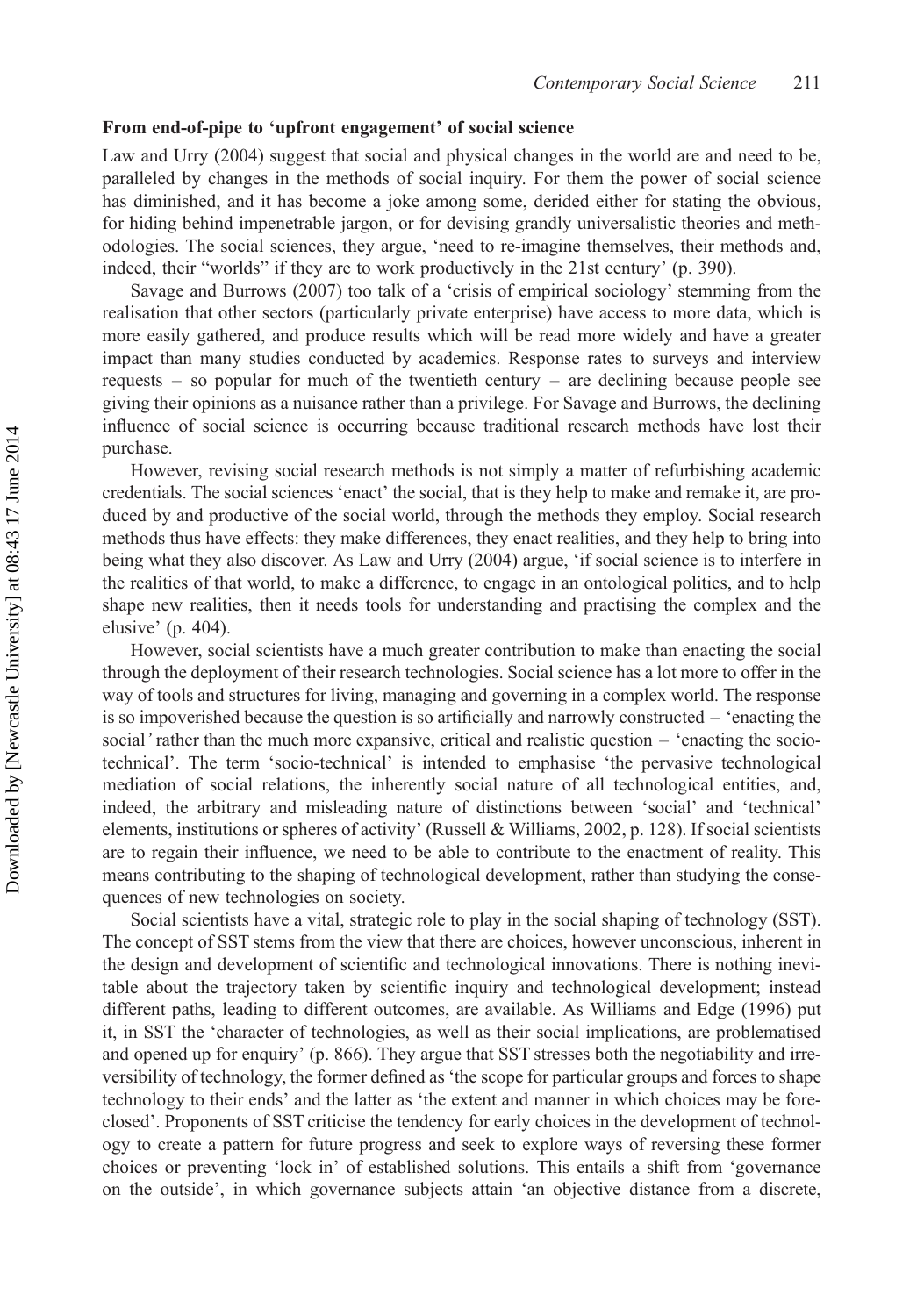**From end-of-pipe to 'upfront engagement' of social science**

Law and Urry (2004) suggest that social and physical changes in the world are and need to be, paralleled by changes in the methods of social inquiry. For them the power of social science has diminished, and it has become a joke among some, derided either for stating the obvious, for hiding behind impenetrable jargon, or for devising grandly universalistic theories and methodologies. The social sciences, they argue, 'need to re-imagine themselves, their methods and, indeed, their "worlds" if they are to work productively in the 21st century' (p. 390).

Savage and Burrows (2007) too talk of a 'crisis of empirical sociology' stemming from the realisation that other sectors (particularly private enterprise) have access to more data, which is more easily gathered, and produce results which will be read more widely and have a greater impact than many studies conducted by academics. Response rates to surveys and interview requests – so popular for much of the twentieth century – are declining because people see giving their opinions as a nuisance rather than a privilege. For Savage and Burrows, the declining influence of social science is occurring because traditional research methods have lost their purchase.

However, revising social research methods is not simply a matter of refurbishing academic credentials. The social sciences 'enact' the social, that is they help to make and remake it, are produced by and productive of the social world, through the methods they employ. Social research methods thus have effects: they make differences, they enact realities, and they help to bring into being what they also discover. As Law and Urry (2004) argue, 'if social science is to interfere in the realities of that world, to make a difference, to engage in an ontological politics, and to help shape new realities, then it needs tools for understanding and practising the complex and the elusive' (p. 404).

However, social scientists have a much greater contribution to make than enacting the social through the deployment of their research technologies. Social science has a lot more to offer in the way of tools and structures for living, managing and governing in a complex world. The response is so impoverished because the question is so artificially and narrowly constructed – 'enacting the social*'* rather than the much more expansive, critical and realistic question – 'enacting the socio-technical'. The term 'socio-technical' is intended to emphasise 'the pervasive technological mediation of social relations, the inherently social nature of all technological entities, and, indeed, the arbitrary and misleading nature of distinctions between 'social' and 'technical' elements, institutions or spheres of activity' (Russell & Williams, 2002, p. 128). If social scientists are to regain their influence, we need to be able to contribute to the enactment of reality. This means contributing to the shaping of technological development, rather than studying the consequences of new technologies on society.

Social scientists have a vital, strategic role to play in the social shaping of technology (SST). The concept of SST stems from the view that there are choices, however unconscious, inherent in the design and development of scientific and technological innovations. There is nothing inevitable about the trajectory taken by scientific inquiry and technological development; instead different paths, leading to different outcomes, are available. As Williams and Edge (1996) put it, in SST the 'character of technologies, as well as their social implications, are problematised and opened up for enquiry' (p. 866). They argue that SST stresses both the negotiability and irreversibility of technology, the former defined as 'the scope for particular groups and forces to shape technology to their ends' and the latter as 'the extent and manner in which choices may be foreclosed'. Proponents of SST criticise the tendency for early choices in the development of technology to create a pattern for future progress and seek to explore ways of reversing these former choices or preventing 'lock in' of established solutions. This entails a shift from 'governance on the outside', in which governance subjects attain 'an objective distance from a discrete,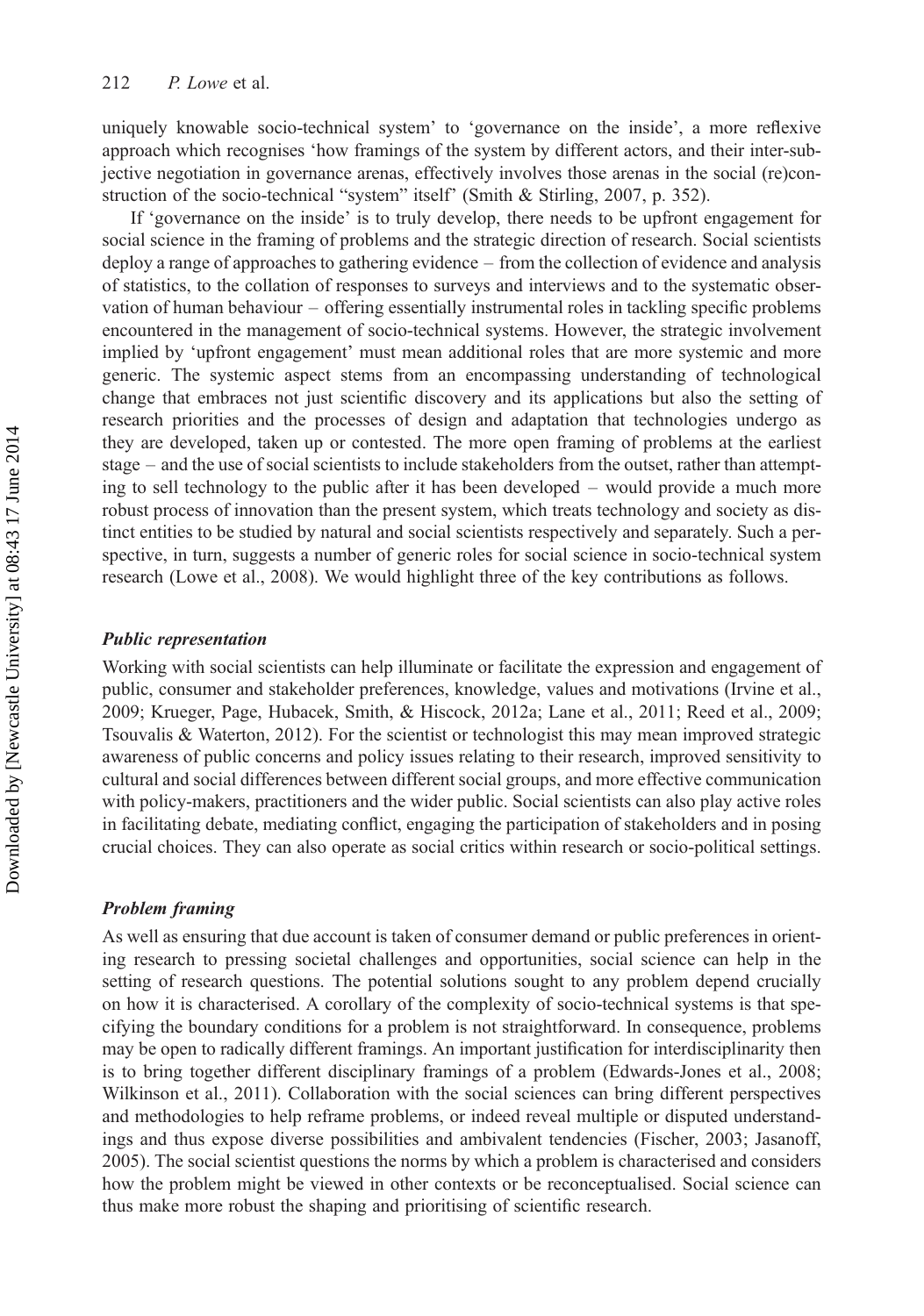uniquely knowable socio-technical system' to 'governance on the inside', a more reflexive approach which recognises 'how framings of the system by different actors, and their inter-subjective negotiation in governance arenas, effectively involves those arenas in the social (re)construction of the socio-technical "system" itself' (Smith & Stirling, 2007, p. 352).

If 'governance on the inside' is to truly develop, there needs to be upfront engagement for social science in the framing of problems and the strategic direction of research. Social scientists deploy a range of approaches to gathering evidence – from the collection of evidence and analysis of statistics, to the collation of responses to surveys and interviews and to the systematic observation of human behaviour – offering essentially instrumental roles in tackling specific problems encountered in the management of socio-technical systems. However, the strategic involvement implied by 'upfront engagement' must mean additional roles that are more systemic and more generic. The systemic aspect stems from an encompassing understanding of technological change that embraces not just scientific discovery and its applications but also the setting of research priorities and the processes of design and adaptation that technologies undergo as they are developed, taken up or contested. The more open framing of problems at the earliest stage – and the use of social scientists to include stakeholders from the outset, rather than attempting to sell technology to the public after it has been developed – would provide a much more robust process of innovation than the present system, which treats technology and society as distinct entities to be studied by natural and social scientists respectively and separately. Such a perspective, in turn, suggests a number of generic roles for social science in socio-technical system research (Lowe et al., 2008). We would highlight three of the key contributions as follows.

### *Public representation*

Working with social scientists can help illuminate or facilitate the expression and engagement of public, consumer and stakeholder preferences, knowledge, values and motivations (Irvine et al., 2009; Krueger, Page, Hubacek, Smith, & Hiscock, 2012a; Lane et al., 2011; Reed et al., 2009; Tsouvalis & Waterton, 2012). For the scientist or technologist this may mean improved strategic awareness of public concerns and policy issues relating to their research, improved sensitivity to cultural and social differences between different social groups, and more effective communication with policy-makers, practitioners and the wider public. Social scientists can also play active roles in facilitating debate, mediating conflict, engaging the participation of stakeholders and in posing crucial choices. They can also operate as social critics within research or socio-political settings.

### *Problem framing*

As well as ensuring that due account is taken of consumer demand or public preferences in orienting research to pressing societal challenges and opportunities, social science can help in the setting of research questions. The potential solutions sought to any problem depend crucially on how it is characterised. A corollary of the complexity of socio-technical systems is that specifying the boundary conditions for a problem is not straightforward. In consequence, problems may be open to radically different framings. An important justification for interdisciplinarity then is to bring together different disciplinary framings of a problem (Edwards-Jones et al., 2008; Wilkinson et al., 2011). Collaboration with the social sciences can bring different perspectives and methodologies to help reframe problems, or indeed reveal multiple or disputed understandings and thus expose diverse possibilities and ambivalent tendencies (Fischer, 2003; Jasanoff, 2005). The social scientist questions the norms by which a problem is characterised and considers how the problem might be viewed in other contexts or be reconceptualised. Social science can thus make more robust the shaping and prioritising of scientific research.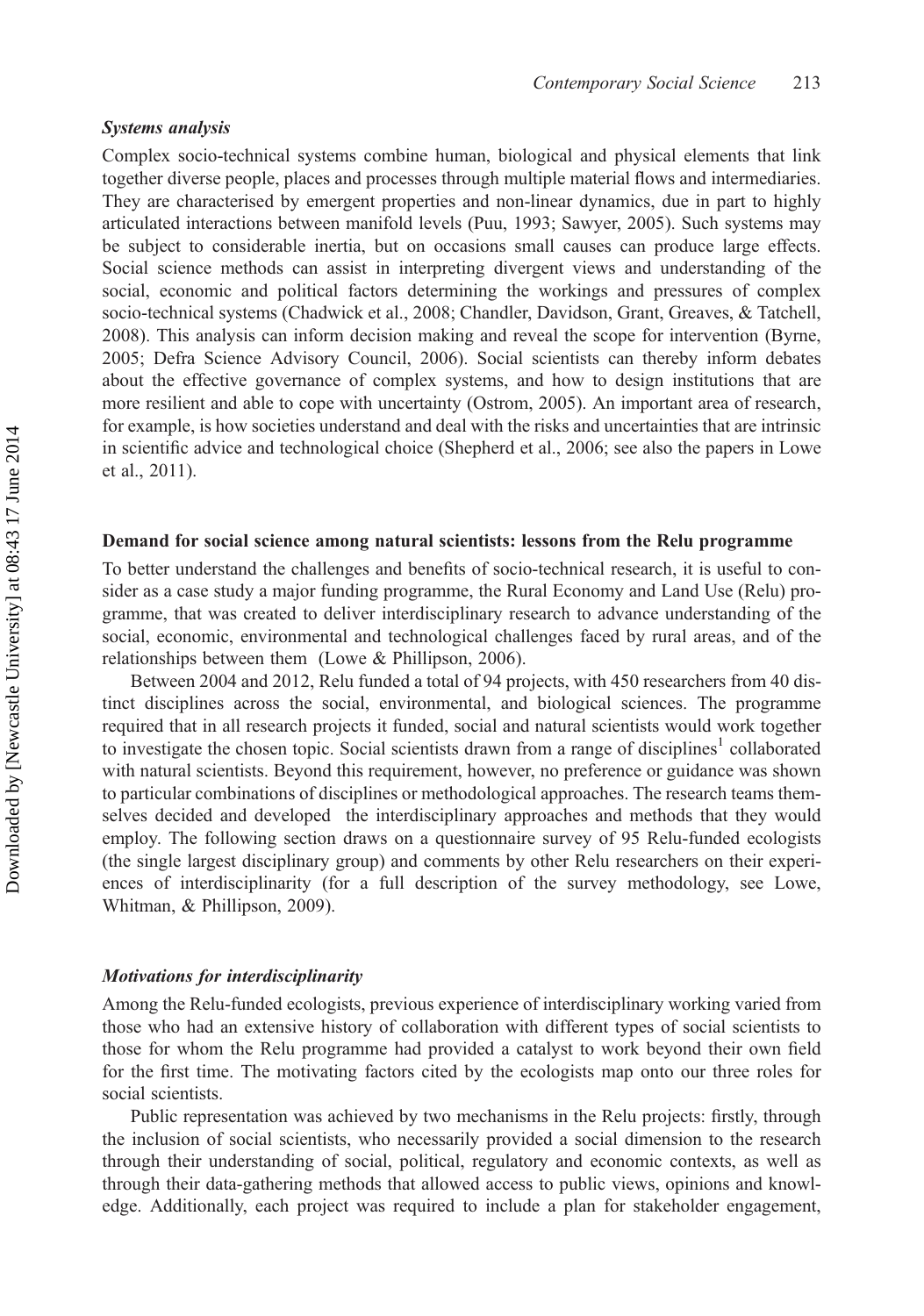### *Systems analysis*

Complex socio-technical systems combine human, biological and physical elements that link together diverse people, places and processes through multiple material flows and intermediaries. They are characterised by emergent properties and non-linear dynamics, due in part to highly articulated interactions between manifold levels (Puu, 1993; Sawyer, 2005). Such systems may be subject to considerable inertia, but on occasions small causes can produce large effects. Social science methods can assist in interpreting divergent views and understanding of the social, economic and political factors determining the workings and pressures of complex socio-technical systems (Chadwick et al., 2008; Chandler, Davidson, Grant, Greaves, & Tatchell, 2008). This analysis can inform decision making and reveal the scope for intervention (Byrne, 2005; Defra Science Advisory Council, 2006). Social scientists can thereby inform debates about the effective governance of complex systems, and how to design institutions that are more resilient and able to cope with uncertainty (Ostrom, 2005). An important area of research, for example, is how societies understand and deal with the risks and uncertainties that are intrinsic in scientific advice and technological choice (Shepherd et al., 2006; see also the papers in Lowe et al., 2011).

## Demand for social science among natural scientists: lessons from the Relu programme

To better understand the challenges and benefits of socio-technical research, it is useful to consider as a case study a major funding programme, the Rural Economy and Land Use (Relu) programme, that was created to deliver interdisciplinary research to advance understanding of the social, economic, environmental and technological challenges faced by rural areas, and of the relationships between them (Lowe & Phillipson, 2006).

Between 2004 and 2012, Relu funded a total of 94 projects, with 450 researchers from 40 distinct disciplines across the social, environmental, and biological sciences. The programme required that in all research projects it funded, social and natural scientists would work together to investigate the chosen topic. Social scientists drawn from a range of disciplines[1] collaborated with natural scientists. Beyond this requirement, however, no preference or guidance was shown to particular combinations of disciplines or methodological approaches. The research teams themselves decided and developed the interdisciplinary approaches and methods that they would employ. The following section draws on a questionnaire survey of 95 Relu-funded ecologists (the single largest disciplinary group) and comments by other Relu researchers on their experiences of interdisciplinarity (for a full description of the survey methodology, see Lowe, Whitman, & Phillipson, 2009).

### *Motivations for interdisciplinarity*

Among the Relu-funded ecologists, previous experience of interdisciplinary working varied from those who had an extensive history of collaboration with different types of social scientists to those for whom the Relu programme had provided a catalyst to work beyond their own field for the first time. The motivating factors cited by the ecologists map onto our three roles for social scientists.

Public representation was achieved by two mechanisms in the Relu projects: firstly, through the inclusion of social scientists, who necessarily provided a social dimension to the research through their understanding of social, political, regulatory and economic contexts, as well as through their data-gathering methods that allowed access to public views, opinions and knowledge. Additionally, each project was required to include a plan for stakeholder engagement,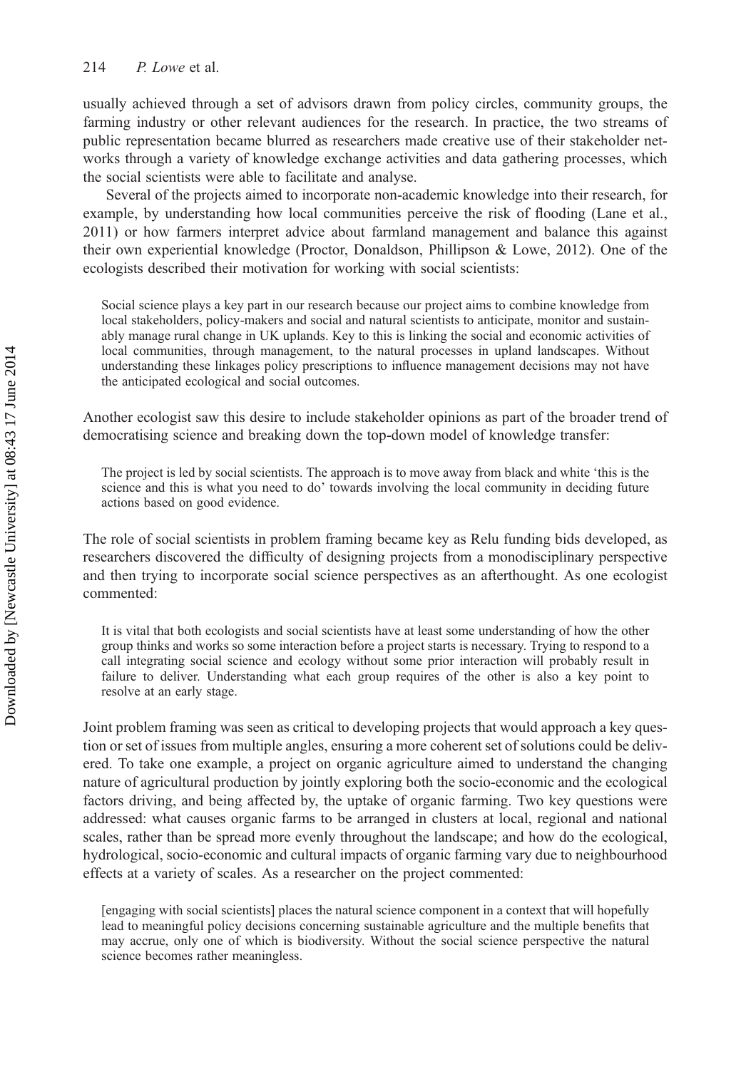usually achieved through a set of advisors drawn from policy circles, community groups, the farming industry or other relevant audiences for the research. In practice, the two streams of public representation became blurred as researchers made creative use of their stakeholder networks through a variety of knowledge exchange activities and data gathering processes, which the social scientists were able to facilitate and analyse.

Several of the projects aimed to incorporate non-academic knowledge into their research, for example, by understanding how local communities perceive the risk of flooding (Lane et al., 2011) or how farmers interpret advice about farmland management and balance this against their own experiential knowledge (Proctor, Donaldson, Phillipson & Lowe, 2012). One of the ecologists described their motivation for working with social scientists:

> Social science plays a key part in our research because our project aims to combine knowledge from local stakeholders, policy-makers and social and natural scientists to anticipate, monitor and sustainably manage rural change in UK uplands. Key to this is linking the social and economic activities of local communities, through management, to the natural processes in upland landscapes. Without understanding these linkages policy prescriptions to influence management decisions may not have the anticipated ecological and social outcomes.

Another ecologist saw this desire to include stakeholder opinions as part of the broader trend of democratising science and breaking down the top-down model of knowledge transfer:

> The project is led by social scientists. The approach is to move away from black and white 'this is the science and this is what you need to do' towards involving the local community in deciding future actions based on good evidence.

The role of social scientists in problem framing became key as Relu funding bids developed, as researchers discovered the difficulty of designing projects from a monodisciplinary perspective and then trying to incorporate social science perspectives as an afterthought. As one ecologist commented:

> It is vital that both ecologists and social scientists have at least some understanding of how the other group thinks and works so some interaction before a project starts is necessary. Trying to respond to a call integrating social science and ecology without some prior interaction will probably result in failure to deliver. Understanding what each group requires of the other is also a key point to resolve at an early stage.

Joint problem framing was seen as critical to developing projects that would approach a key question or set of issues from multiple angles, ensuring a more coherent set of solutions could be delivered. To take one example, a project on organic agriculture aimed to understand the changing nature of agricultural production by jointly exploring both the socio-economic and the ecological factors driving, and being affected by, the uptake of organic farming. Two key questions were addressed: what causes organic farms to be arranged in clusters at local, regional and national scales, rather than be spread more evenly throughout the landscape; and how do the ecological, hydrological, socio-economic and cultural impacts of organic farming vary due to neighbourhood effects at a variety of scales. As a researcher on the project commented:

> [engaging with social scientists] places the natural science component in a context that will hopefully lead to meaningful policy decisions concerning sustainable agriculture and the multiple benefits that may accrue, only one of which is biodiversity. Without the social science perspective the natural science becomes rather meaningless.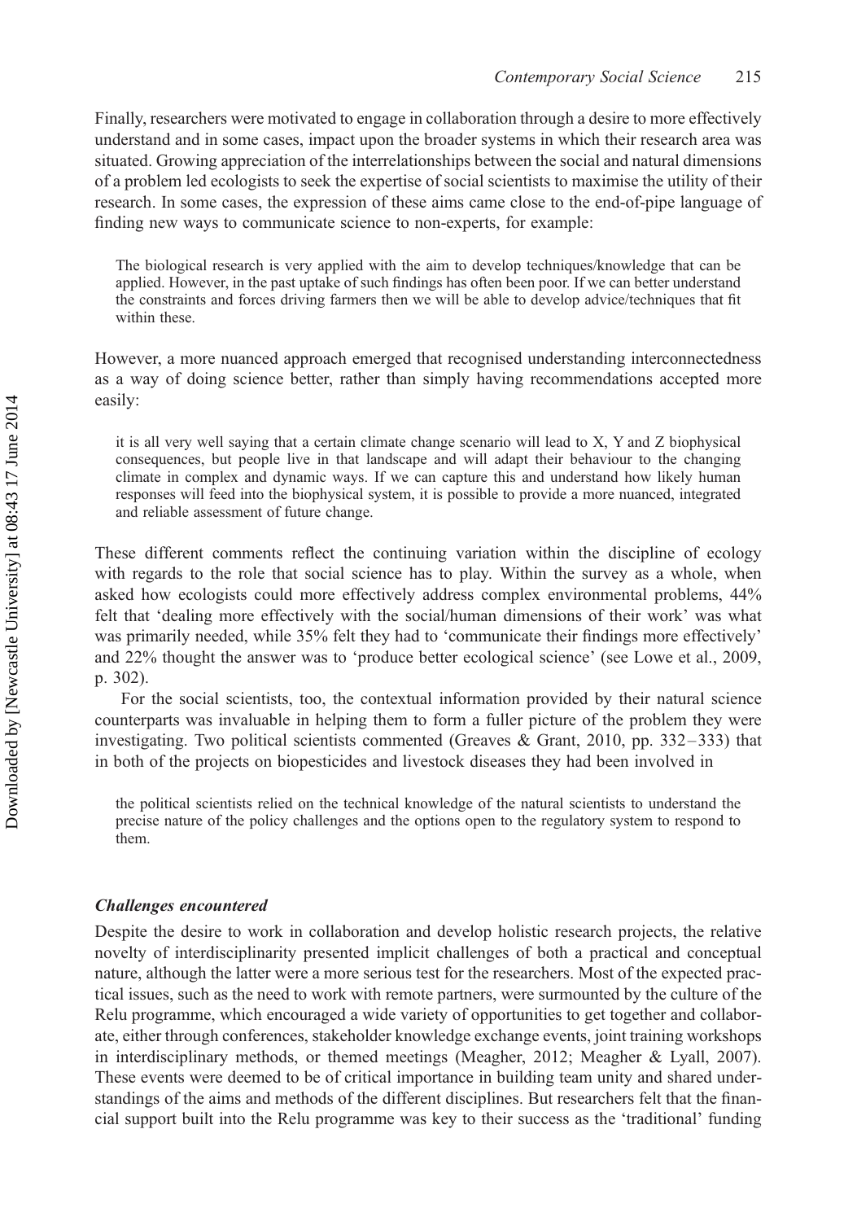Finally, researchers were motivated to engage in collaboration through a desire to more effectively understand and in some cases, impact upon the broader systems in which their research area was situated. Growing appreciation of the interrelationships between the social and natural dimensions of a problem led ecologists to seek the expertise of social scientists to maximise the utility of their research. In some cases, the expression of these aims came close to the end-of-pipe language of finding new ways to communicate science to non-experts, for example:

> The biological research is very applied with the aim to develop techniques/knowledge that can be applied. However, in the past uptake of such findings has often been poor. If we can better understand the constraints and forces driving farmers then we will be able to develop advice/techniques that fit within these.

However, a more nuanced approach emerged that recognised understanding interconnectedness as a way of doing science better, rather than simply having recommendations accepted more easily:

> it is all very well saying that a certain climate change scenario will lead to X, Y and Z biophysical consequences, but people live in that landscape and will adapt their behaviour to the changing climate in complex and dynamic ways. If we can capture this and understand how likely human responses will feed into the biophysical system, it is possible to provide a more nuanced, integrated and reliable assessment of future change.

These different comments reflect the continuing variation within the discipline of ecology with regards to the role that social science has to play. Within the survey as a whole, when asked how ecologists could more effectively address complex environmental problems, 44% felt that 'dealing more effectively with the social/human dimensions of their work' was what was primarily needed, while 35% felt they had to 'communicate their findings more effectively' and 22% thought the answer was to 'produce better ecological science' (see Lowe et al., 2009, p. 302).

For the social scientists, too, the contextual information provided by their natural science counterparts was invaluable in helping them to form a fuller picture of the problem they were investigating. Two political scientists commented (Greaves & Grant, 2010, pp. 332–333) that in both of the projects on biopesticides and livestock diseases they had been involved in

> the political scientists relied on the technical knowledge of the natural scientists to understand the precise nature of the policy challenges and the options open to the regulatory system to respond to them.

### *Challenges encountered*

Despite the desire to work in collaboration and develop holistic research projects, the relative novelty of interdisciplinarity presented implicit challenges of both a practical and conceptual nature, although the latter were a more serious test for the researchers. Most of the expected practical issues, such as the need to work with remote partners, were surmounted by the culture of the Relu programme, which encouraged a wide variety of opportunities to get together and collaborate, either through conferences, stakeholder knowledge exchange events, joint training workshops in interdisciplinary methods, or themed meetings (Meagher, 2012; Meagher & Lyall, 2007). These events were deemed to be of critical importance in building team unity and shared understandings of the aims and methods of the different disciplines. But researchers felt that the financial support built into the Relu programme was key to their success as the 'traditional' funding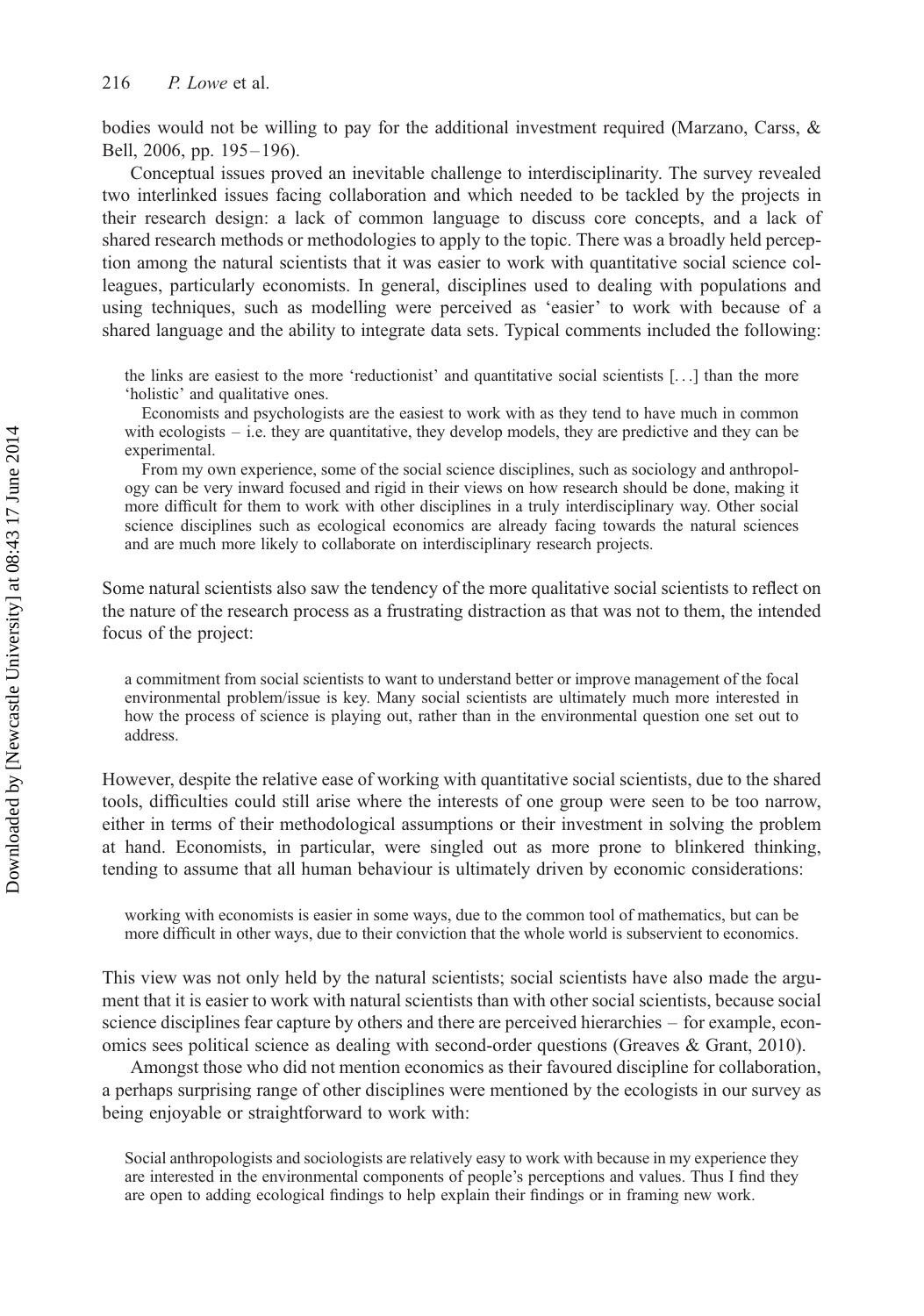bodies would not be willing to pay for the additional investment required (Marzano, Carss, & Bell, 2006, pp. 195–196).

Conceptual issues proved an inevitable challenge to interdisciplinarity. The survey revealed two interlinked issues facing collaboration and which needed to be tackled by the projects in their research design: a lack of common language to discuss core concepts, and a lack of shared research methods or methodologies to apply to the topic. There was a broadly held perception among the natural scientists that it was easier to work with quantitative social science colleagues, particularly economists. In general, disciplines used to dealing with populations and using techniques, such as modelling were perceived as 'easier' to work with because of a shared language and the ability to integrate data sets. Typical comments included the following:

> the links are easiest to the more 'reductionist' and quantitative social scientists [...] than the more 'holistic' and qualitative ones.
>
> Economists and psychologists are the easiest to work with as they tend to have much in common with ecologists – i.e. they are quantitative, they develop models, they are predictive and they can be experimental.
>
> From my own experience, some of the social science disciplines, such as sociology and anthropology can be very inward focused and rigid in their views on how research should be done, making it more difficult for them to work with other disciplines in a truly interdisciplinary way. Other social science disciplines such as ecological economics are already facing towards the natural sciences and are much more likely to collaborate on interdisciplinary research projects.

Some natural scientists also saw the tendency of the more qualitative social scientists to reflect on the nature of the research process as a frustrating distraction as that was not to them, the intended focus of the project:

> a commitment from social scientists to want to understand better or improve management of the focal environmental problem/issue is key. Many social scientists are ultimately much more interested in how the process of science is playing out, rather than in the environmental question one set out to address.

However, despite the relative ease of working with quantitative social scientists, due to the shared tools, difficulties could still arise where the interests of one group were seen to be too narrow, either in terms of their methodological assumptions or their investment in solving the problem at hand. Economists, in particular, were singled out as more prone to blinkered thinking, tending to assume that all human behaviour is ultimately driven by economic considerations:

> working with economists is easier in some ways, due to the common tool of mathematics, but can be more difficult in other ways, due to their conviction that the whole world is subservient to economics.

This view was not only held by the natural scientists; social scientists have also made the argument that it is easier to work with natural scientists than with other social scientists, because social science disciplines fear capture by others and there are perceived hierarchies – for example, economics sees political science as dealing with second-order questions (Greaves & Grant, 2010).

Amongst those who did not mention economics as their favoured discipline for collaboration, a perhaps surprising range of other disciplines were mentioned by the ecologists in our survey as being enjoyable or straightforward to work with:

> Social anthropologists and sociologists are relatively easy to work with because in my experience they are interested in the environmental components of people's perceptions and values. Thus I find they are open to adding ecological findings to help explain their findings or in framing new work.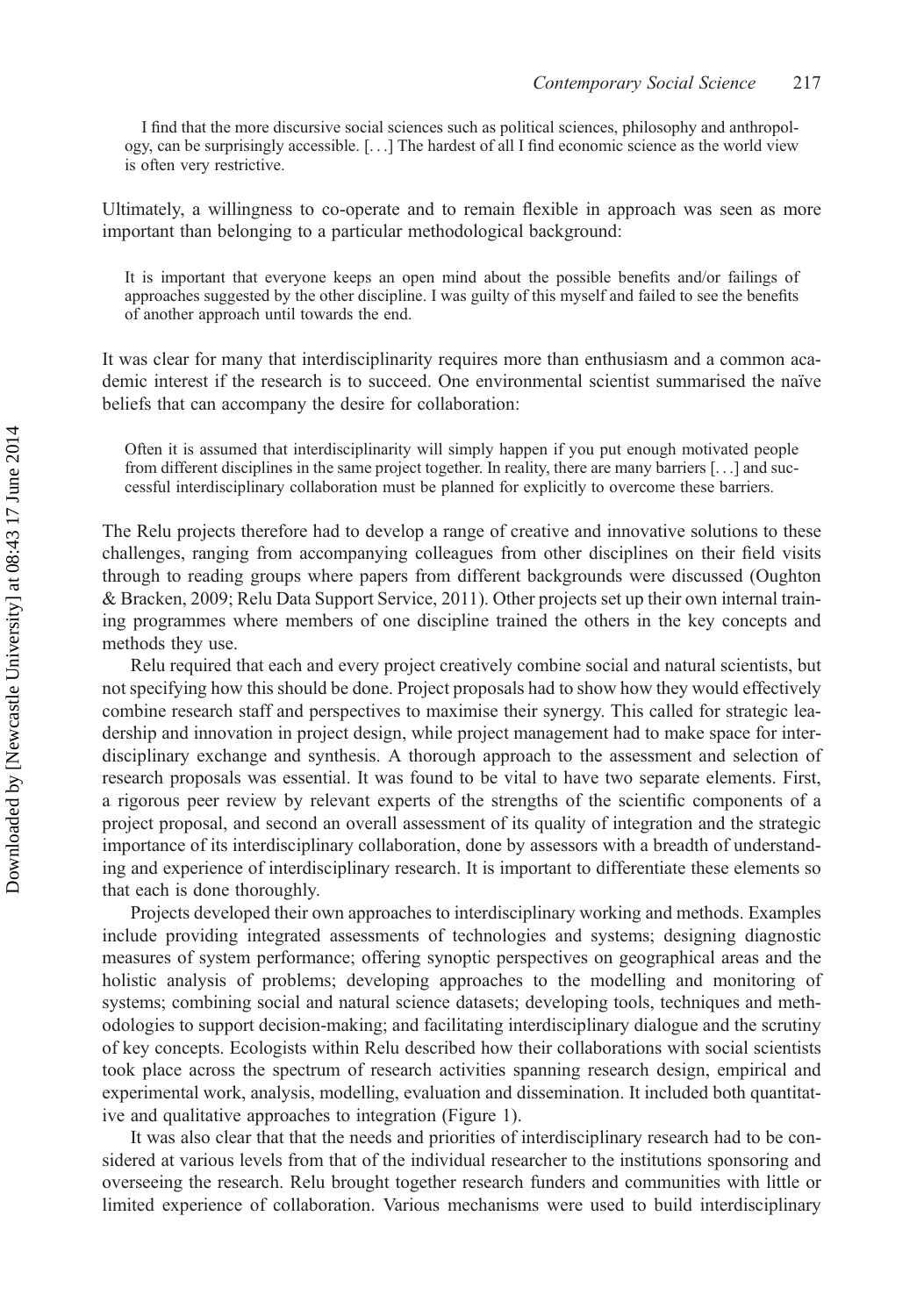> I find that the more discursive social sciences such as political sciences, philosophy and anthropology, can be surprisingly accessible. [...] The hardest of all I find economic science as the world view is often very restrictive.

Ultimately, a willingness to co-operate and to remain flexible in approach was seen as more important than belonging to a particular methodological background:

> It is important that everyone keeps an open mind about the possible benefits and/or failings of approaches suggested by the other discipline. I was guilty of this myself and failed to see the benefits of another approach until towards the end.

It was clear for many that interdisciplinarity requires more than enthusiasm and a common academic interest if the research is to succeed. One environmental scientist summarised the naïve beliefs that can accompany the desire for collaboration:

> Often it is assumed that interdisciplinarity will simply happen if you put enough motivated people from different disciplines in the same project together. In reality, there are many barriers [...] and successful interdisciplinary collaboration must be planned for explicitly to overcome these barriers.

The Relu projects therefore had to develop a range of creative and innovative solutions to these challenges, ranging from accompanying colleagues from other disciplines on their field visits through to reading groups where papers from different backgrounds were discussed (Oughton & Bracken, 2009; Relu Data Support Service, 2011). Other projects set up their own internal training programmes where members of one discipline trained the others in the key concepts and methods they use.

Relu required that each and every project creatively combine social and natural scientists, but not specifying how this should be done. Project proposals had to show how they would effectively combine research staff and perspectives to maximise their synergy. This called for strategic leadership and innovation in project design, while project management had to make space for interdisciplinary exchange and synthesis. A thorough approach to the assessment and selection of research proposals was essential. It was found to be vital to have two separate elements. First, a rigorous peer review by relevant experts of the strengths of the scientific components of a project proposal, and second an overall assessment of its quality of integration and the strategic importance of its interdisciplinary collaboration, done by assessors with a breadth of understanding and experience of interdisciplinary research. It is important to differentiate these elements so that each is done thoroughly.

Projects developed their own approaches to interdisciplinary working and methods. Examples include providing integrated assessments of technologies and systems; designing diagnostic measures of system performance; offering synoptic perspectives on geographical areas and the holistic analysis of problems; developing approaches to the modelling and monitoring of systems; combining social and natural science datasets; developing tools, techniques and methodologies to support decision-making; and facilitating interdisciplinary dialogue and the scrutiny of key concepts. Ecologists within Relu described how their collaborations with social scientists took place across the spectrum of research activities spanning research design, empirical and experimental work, analysis, modelling, evaluation and dissemination. It included both quantitative and qualitative approaches to integration (Figure 1).

It was also clear that the needs and priorities of interdisciplinary research had to be considered at various levels from that of the individual researcher to the institutions sponsoring and overseeing the research. Relu brought together research funders and communities with little or limited experience of collaboration. Various mechanisms were used to build interdisciplinary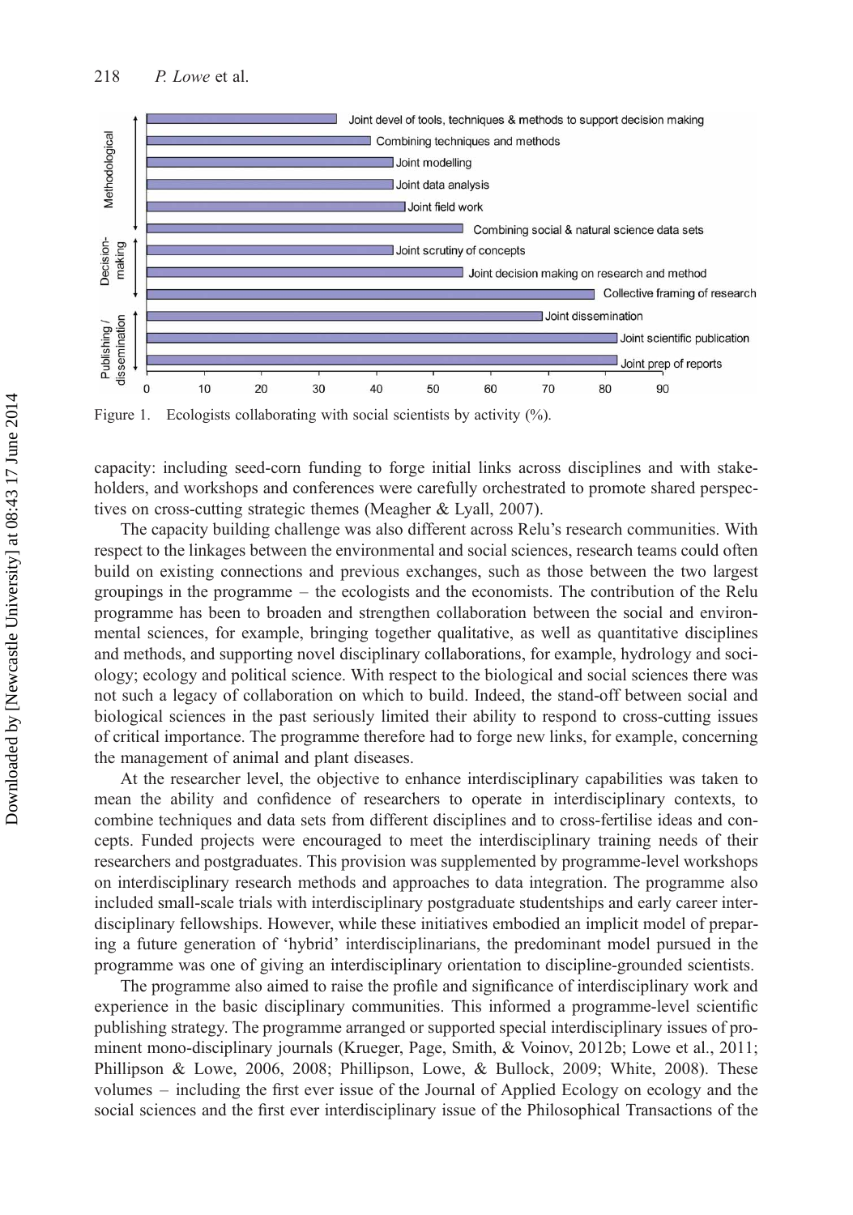Figure 1. Ecologists collaborating with social scientists by activity (%).

capacity: including seed-corn funding to forge initial links across disciplines and with stakeholders, and workshops and conferences were carefully orchestrated to promote shared perspectives on cross-cutting strategic themes (Meagher & Lyall, 2007).

The capacity building challenge was also different across Relu's research communities. With respect to the linkages between the environmental and social sciences, research teams could often build on existing connections and previous exchanges, such as those between the two largest groupings in the programme – the ecologists and the economists. The contribution of the Relu programme has been to broaden and strengthen collaboration between the social and environmental sciences, for example, bringing together qualitative, as well as quantitative disciplines and methods, and supporting novel disciplinary collaborations, for example, hydrology and sociology; ecology and political science. With respect to the biological and social sciences there was not such a legacy of collaboration on which to build. Indeed, the stand-off between social and biological sciences in the past seriously limited their ability to respond to cross-cutting issues of critical importance. The programme therefore had to forge new links, for example, concerning the management of animal and plant diseases.

At the researcher level, the objective to enhance interdisciplinary capabilities was taken to mean the ability and confidence of researchers to operate in interdisciplinary contexts, to combine techniques and data sets from different disciplines and to cross-fertilise ideas and concepts. Funded projects were encouraged to meet the interdisciplinary training needs of their researchers and postgraduates. This provision was supplemented by programme-level workshops on interdisciplinary research methods and approaches to data integration. The programme also included small-scale trials with interdisciplinary postgraduate studentships and early career interdisciplinary fellowships. However, while these initiatives embodied an implicit model of preparing a future generation of 'hybrid' interdisciplinarians, the predominant model pursued in the programme was one of giving an interdisciplinary orientation to discipline-grounded scientists.

The programme also aimed to raise the profile and significance of interdisciplinary work and experience in the basic disciplinary communities. This informed a programme-level scientific publishing strategy. The programme arranged or supported special interdisciplinary issues of prominent mono-disciplinary journals (Krueger, Page, Smith, & Voinov, 2012b; Lowe et al., 2011; Phillipson & Lowe, 2006, 2008; Phillipson, Lowe, & Bullock, 2009; White, 2008). These volumes – including the first ever issue of the Journal of Applied Ecology on ecology and the social sciences and the first ever interdisciplinary issue of the Philosophical Transactions of the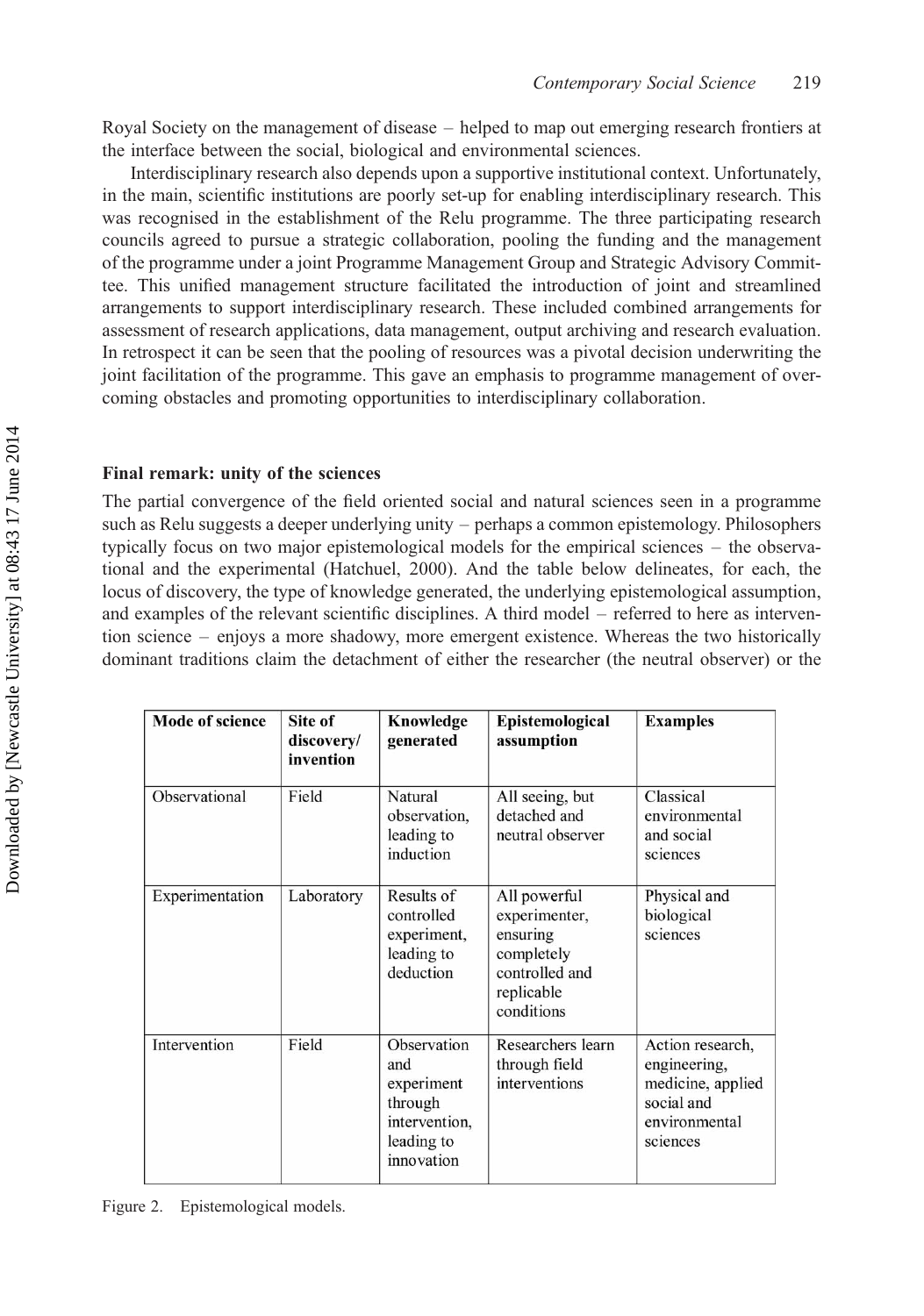Royal Society on the management of disease – helped to map out emerging research frontiers at the interface between the social, biological and environmental sciences.

Interdisciplinary research also depends upon a supportive institutional context. Unfortunately, in the main, scientific institutions are poorly set-up for enabling interdisciplinary research. This was recognised in the establishment of the Relu programme. The three participating research councils agreed to pursue a strategic collaboration, pooling the funding and the management of the programme under a joint Programme Management Group and Strategic Advisory Committee. This unified management structure facilitated the introduction of joint and streamlined arrangements to support interdisciplinary research. These included combined arrangements for assessment of research applications, data management, output archiving and research evaluation. In retrospect it can be seen that the pooling of resources was a pivotal decision underwriting the joint facilitation of the programme. This gave an emphasis to programme management of overcoming obstacles and promoting opportunities to interdisciplinary collaboration.

## Final remark: unity of the sciences

The partial convergence of the field oriented social and natural sciences seen in a programme such as Relu suggests a deeper underlying unity – perhaps a common epistemology. Philosophers typically focus on two major epistemological models for the empirical sciences – the observational and the experimental (Hatchuel, 2000). And the table below delineates, for each, the locus of discovery, the type of knowledge generated, the underlying epistemological assumption, and examples of the relevant scientific disciplines. A third model – referred to here as intervention science – enjoys a more shadowy, more emergent existence. Whereas the two historically dominant traditions claim the detachment of either the researcher (the neutral observer) or the

| Mode of science | Site of discovery/ invention | Knowledge generated | Epistemological assumption | Examples |
|---|---|---|---|---|
| Observational | Field | Natural observation, leading to induction | All seeing, but detached and neutral observer | Classical environmental and social sciences |
| Experimentation | Laboratory | Results of controlled experiment, leading to deduction | All powerful experimenter, ensuring completely controlled and replicable conditions | Physical and biological sciences |
| Intervention | Field | Observation and experiment through intervention, leading to innovation | Researchers learn through field interventions | Action research, engineering, medicine, applied social and environmental sciences |

Figure 2. Epistemological models.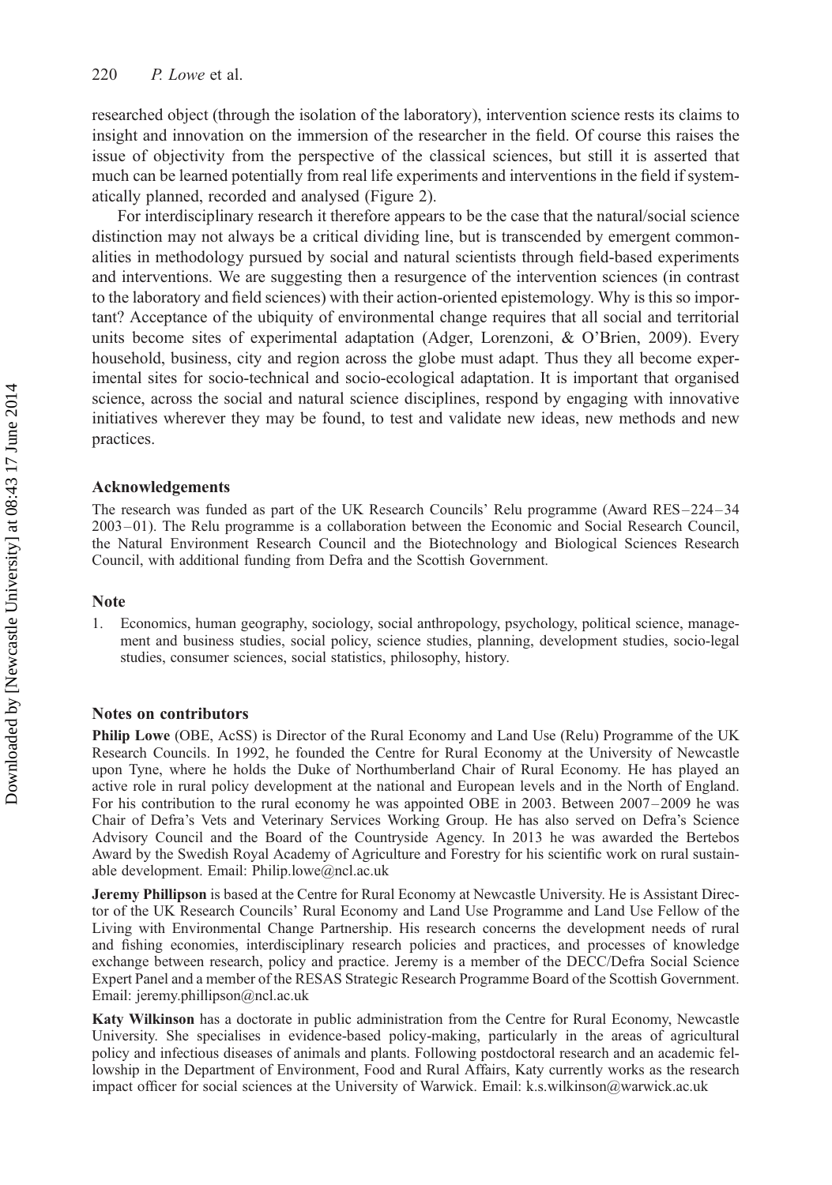researched object (through the isolation of the laboratory), intervention science rests its claims to insight and innovation on the immersion of the researcher in the field. Of course this raises the issue of objectivity from the perspective of the classical sciences, but still it is asserted that much can be learned potentially from real life experiments and interventions in the field if systematically planned, recorded and analysed (Figure 2).

For interdisciplinary research it therefore appears to be the case that the natural/social science distinction may not always be a critical dividing line, but is transcended by emergent commonalities in methodology pursued by social and natural scientists through field-based experiments and interventions. We are suggesting then a resurgence of the intervention sciences (in contrast to the laboratory and field sciences) with their action-oriented epistemology. Why is this so important? Acceptance of the ubiquity of environmental change requires that all social and territorial units become sites of experimental adaptation (Adger, Lorenzoni, & O'Brien, 2009). Every household, business, city and region across the globe must adapt. Thus they all become experimental sites for socio-technical and socio-ecological adaptation. It is important that organised science, across the social and natural science disciplines, respond by engaging with innovative initiatives wherever they may be found, to test and validate new ideas, new methods and new practices.

## Acknowledgements

The research was funded as part of the UK Research Councils' Relu programme (Award RES – 224 – 34 2003 – 01). The Relu programme is a collaboration between the Economic and Social Research Council, the Natural Environment Research Council and the Biotechnology and Biological Sciences Research Council, with additional funding from Defra and the Scottish Government.

## Note

1. Economics, human geography, sociology, social anthropology, psychology, political science, management and business studies, social policy, science studies, planning, development studies, socio-legal studies, consumer sciences, social statistics, philosophy, history.

## Notes on contributors

**Philip Lowe** (OBE, AcSS) is Director of the Rural Economy and Land Use (Relu) Programme of the UK Research Councils. In 1992, he founded the Centre for Rural Economy at the University of Newcastle upon Tyne, where he holds the Duke of Northumberland Chair of Rural Economy. He has played an active role in rural policy development at the national and European levels and in the North of England. For his contribution to the rural economy he was appointed OBE in 2003. Between 2007 – 2009 he was Chair of Defra's Vets and Veterinary Services Working Group. He has also served on Defra's Science Advisory Council and the Board of the Countryside Agency. In 2013 he was awarded the Bertebos Award by the Swedish Royal Academy of Agriculture and Forestry for his scientific work on rural sustainable development. Email: Philip.lowe@ncl.ac.uk

**Jeremy Phillipson** is based at the Centre for Rural Economy at Newcastle University. He is Assistant Director of the UK Research Councils' Rural Economy and Land Use Programme and Land Use Fellow of the Living with Environmental Change Partnership. His research concerns the development needs of rural and fishing economies, interdisciplinary research policies and practices, and processes of knowledge exchange between research, policy and practice. Jeremy is a member of the DECC/Defra Social Science Expert Panel and a member of the RESAS Strategic Research Programme Board of the Scottish Government. Email: jeremy.phillipson@ncl.ac.uk

**Katy Wilkinson** has a doctorate in public administration from the Centre for Rural Economy, Newcastle University. She specialises in evidence-based policy-making, particularly in the areas of agricultural policy and infectious diseases of animals and plants. Following postdoctoral research and an academic fellowship in the Department of Environment, Food and Rural Affairs, Katy currently works as the research impact officer for social sciences at the University of Warwick. Email: k.s.wilkinson@warwick.ac.uk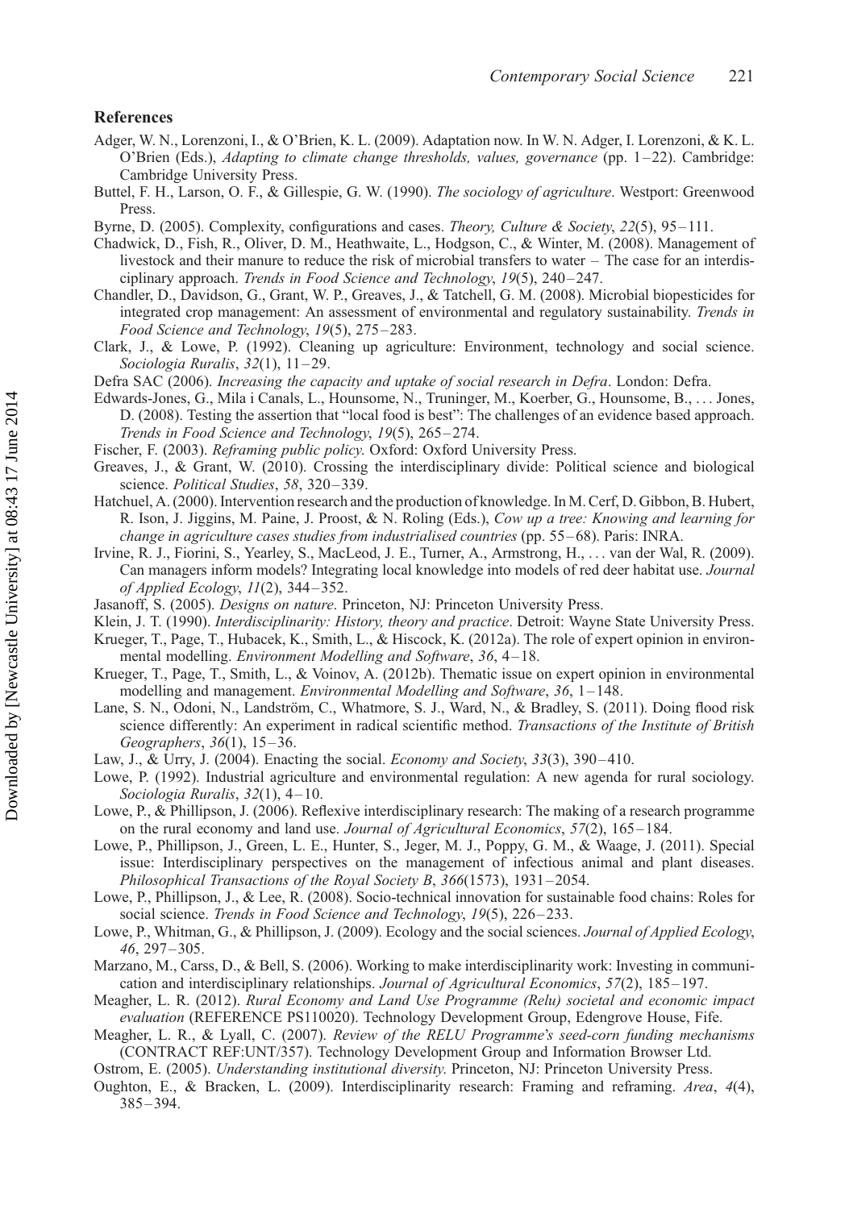## References

Adger, W. N., Lorenzoni, I., & O'Brien, K. L. (2009). Adaptation now. In W. N. Adger, I. Lorenzoni, & K. L. O'Brien (Eds.), *Adapting to climate change thresholds, values, governance* (pp. 1–22). Cambridge: Cambridge University Press.

Buttel, F. H., Larson, O. F., & Gillespie, G. W. (1990). *The sociology of agriculture*. Westport: Greenwood Press.

Byrne, D. (2005). Complexity, configurations and cases. *Theory, Culture & Society*, *22*(5), 95–111.

Chadwick, D., Fish, R., Oliver, D. M., Heathwaite, L., Hodgson, C., & Winter, M. (2008). Management of livestock and their manure to reduce the risk of microbial transfers to water – The case for an interdisciplinary approach. *Trends in Food Science and Technology*, *19*(5), 240–247.

Chandler, D., Davidson, G., Grant, W. P., Greaves, J., & Tatchell, G. M. (2008). Microbial biopesticides for integrated crop management: An assessment of environmental and regulatory sustainability. *Trends in Food Science and Technology*, *19*(5), 275–283.

Clark, J., & Lowe, P. (1992). Cleaning up agriculture: Environment, technology and social science. *Sociologia Ruralis*, *32*(1), 11–29.

Defra SAC (2006). *Increasing the capacity and uptake of social research in Defra*. London: Defra.

Edwards-Jones, G., Mila i Canals, L., Hounsome, N., Truninger, M., Koerber, G., Hounsome, B., ... Jones, D. (2008). Testing the assertion that "local food is best": The challenges of an evidence based approach. *Trends in Food Science and Technology*, *19*(5), 265–274.

Fischer, F. (2003). *Reframing public policy*. Oxford: Oxford University Press.

Greaves, J., & Grant, W. (2010). Crossing the interdisciplinary divide: Political science and biological science. *Political Studies*, *58*, 320–339.

Hatchuel, A. (2000). Intervention research and the production of knowledge. In M. Cerf, D. Gibbon, B. Hubert, R. Ison, J. Jiggins, M. Paine, J. Proost, & N. Roling (Eds.), *Cow up a tree: Knowing and learning for change in agriculture cases studies from industrialised countries* (pp. 55–68). Paris: INRA.

Irvine, R. J., Fiorini, S., Yearley, S., MacLeod, J. E., Turner, A., Armstrong, H., ... van der Wal, R. (2009). Can managers inform models? Integrating local knowledge into models of red deer habitat use. *Journal of Applied Ecology*, *11*(2), 344–352.

Jasanoff, S. (2005). *Designs on nature*. Princeton, NJ: Princeton University Press.

Klein, J. T. (1990). *Interdisciplinarity: History, theory and practice*. Detroit: Wayne State University Press.

Krueger, T., Page, T., Hubacek, K., Smith, L., & Hiscock, K. (2012a). The role of expert opinion in environmental modelling. *Environment Modelling and Software*, *36*, 4–18.

Krueger, T., Page, T., Smith, L., & Voinov, A. (2012b). Thematic issue on expert opinion in environmental modelling and management. *Environmental Modelling and Software*, *36*, 1–148.

Lane, S. N., Odoni, N., Landström, C., Whatmore, S. J., Ward, N., & Bradley, S. (2011). Doing flood risk science differently: An experiment in radical scientific method. *Transactions of the Institute of British Geographers*, *36*(1), 15–36.

Law, J., & Urry, J. (2004). Enacting the social. *Economy and Society*, *33*(3), 390–410.

Lowe, P. (1992). Industrial agriculture and environmental regulation: A new agenda for rural sociology. *Sociologia Ruralis*, *32*(1), 4–10.

Lowe, P., & Phillipson, J. (2006). Reflexive interdisciplinary research: The making of a research programme on the rural economy and land use. *Journal of Agricultural Economics*, *57*(2), 165–184.

Lowe, P., Phillipson, J., Green, L. E., Hunter, S., Jeger, M. J., Poppy, G. M., & Waage, J. (2011). Special issue: Interdisciplinary perspectives on the management of infectious animal and plant diseases. *Philosophical Transactions of the Royal Society B*, *366*(1573), 1931–2054.

Lowe, P., Phillipson, J., & Lee, R. (2008). Socio-technical innovation for sustainable food chains: Roles for social science. *Trends in Food Science and Technology*, *19*(5), 226–233.

Lowe, P., Whitman, G., & Phillipson, J. (2009). Ecology and the social sciences. *Journal of Applied Ecology*, *46*, 297–305.

Marzano, M., Carss, D., & Bell, S. (2006). Working to make interdisciplinarity work: Investing in communication and interdisciplinary relationships. *Journal of Agricultural Economics*, *57*(2), 185–197.

Meagher, L. R. (2012). *Rural Economy and Land Use Programme (Relu) societal and economic impact evaluation* (REFERENCE PS110020). Technology Development Group, Edengrove House, Fife.

Meagher, L. R., & Lyall, C. (2007). *Review of the RELU Programme's seed-corn funding mechanisms* (CONTRACT REF:UNT/357). Technology Development Group and Information Browser Ltd.

Ostrom, E. (2005). *Understanding institutional diversity*. Princeton, NJ: Princeton University Press.

Oughton, E., & Bracken, L. (2009). Interdisciplinarity research: Framing and reframing. *Area*, *4*(4), 385–394.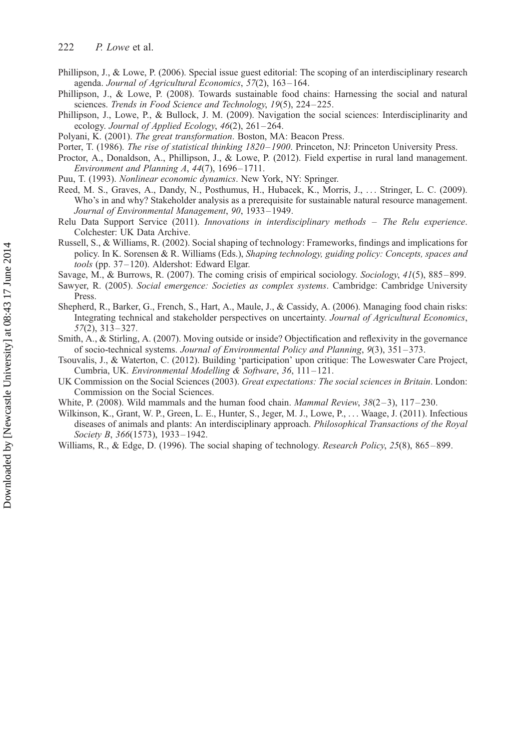Phillipson, J., & Lowe, P. (2006). Special issue guest editorial: The scoping of an interdisciplinary research agenda. *Journal of Agricultural Economics*, *57*(2), 163–164.

Phillipson, J., & Lowe, P. (2008). Towards sustainable food chains: Harnessing the social and natural sciences. *Trends in Food Science and Technology*, *19*(5), 224–225.

Phillipson, J., Lowe, P., & Bullock, J. M. (2009). Navigation the social sciences: Interdisciplinarity and ecology. *Journal of Applied Ecology*, *46*(2), 261–264.

Polyani, K. (2001). *The great transformation*. Boston, MA: Beacon Press.

Porter, T. (1986). *The rise of statistical thinking 1820–1900*. Princeton, NJ: Princeton University Press.

Proctor, A., Donaldson, A., Phillipson, J., & Lowe, P. (2012). Field expertise in rural land management. *Environment and Planning A*, *44*(7), 1696–1711.

Puu, T. (1993). *Nonlinear economic dynamics*. New York, NY: Springer.

Reed, M. S., Graves, A., Dandy, N., Posthumus, H., Hubacek, K., Morris, J., … Stringer, L. C. (2009). Who's in and why? Stakeholder analysis as a prerequisite for sustainable natural resource management. *Journal of Environmental Management*, *90*, 1933–1949.

Relu Data Support Service (2011). *Innovations in interdisciplinary methods – The Relu experience*. Colchester: UK Data Archive.

Russell, S., & Williams, R. (2002). Social shaping of technology: Frameworks, findings and implications for policy. In K. Sorensen & R. Williams (Eds.), *Shaping technology, guiding policy: Concepts, spaces and tools* (pp. 37–120). Aldershot: Edward Elgar.

Savage, M., & Burrows, R. (2007). The coming crisis of empirical sociology. *Sociology*, *41*(5), 885–899.

Sawyer, R. (2005). *Social emergence: Societies as complex systems*. Cambridge: Cambridge University Press.

Shepherd, R., Barker, G., French, S., Hart, A., Maule, J., & Cassidy, A. (2006). Managing food chain risks: Integrating technical and stakeholder perspectives on uncertainty. *Journal of Agricultural Economics*, *57*(2), 313–327.

Smith, A., & Stirling, A. (2007). Moving outside or inside? Objectification and reflexivity in the governance of socio-technical systems. *Journal of Environmental Policy and Planning*, *9*(3), 351–373.

Tsouvalis, J., & Waterton, C. (2012). Building 'participation' upon critique: The Loweswater Care Project, Cumbria, UK. *Environmental Modelling & Software*, *36*, 111–121.

UK Commission on the Social Sciences (2003). *Great expectations: The social sciences in Britain*. London: Commission on the Social Sciences.

White, P. (2008). Wild mammals and the human food chain. *Mammal Review*, *38*(2–3), 117–230.

Wilkinson, K., Grant, W. P., Green, L. E., Hunter, S., Jeger, M. J., Lowe, P., … Waage, J. (2011). Infectious diseases of animals and plants: An interdisciplinary approach. *Philosophical Transactions of the Royal Society B*, *366*(1573), 1933–1942.

Williams, R., & Edge, D. (1996). The social shaping of technology. *Research Policy*, *25*(8), 865–899.